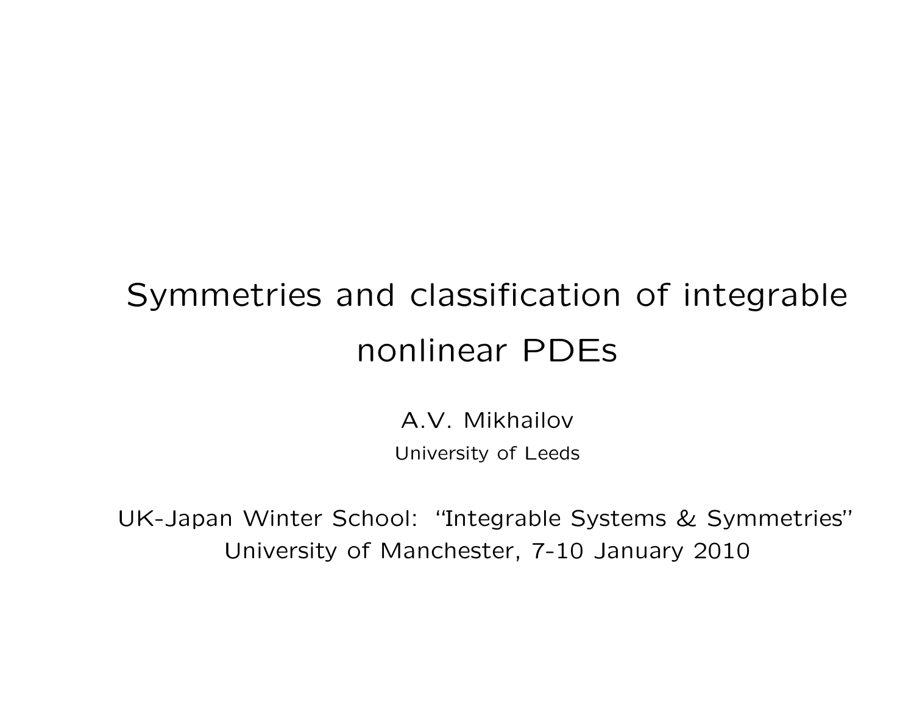# Symmetries and classification of integrable nonlinear PDEs

A.V. Mikhailov

University of Leeds

UK-Japan Winter School: "Integrable Systems & Symmetries"
University of Manchester, 7-10 January 2010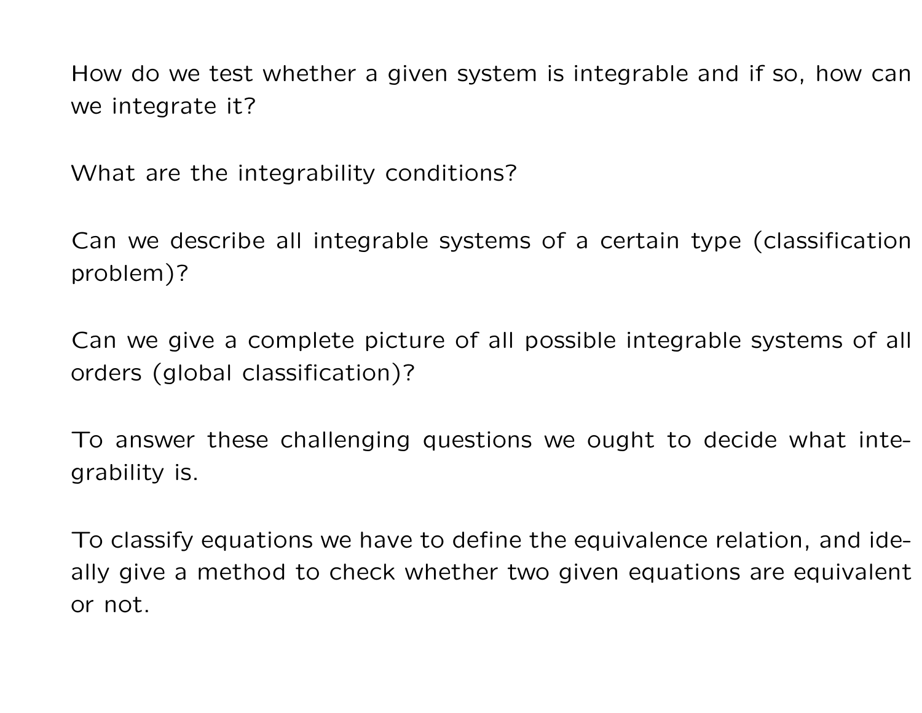How do we test whether a given system is integrable and if so, how can we integrate it?

What are the integrability conditions?

Can we describe all integrable systems of a certain type (classification problem)?

Can we give a complete picture of all possible integrable systems of all orders (global classification)?

To answer these challenging questions we ought to decide what integrability is.

To classify equations we have to define the equivalence relation, and ideally give a method to check whether two given equations are equivalent or not.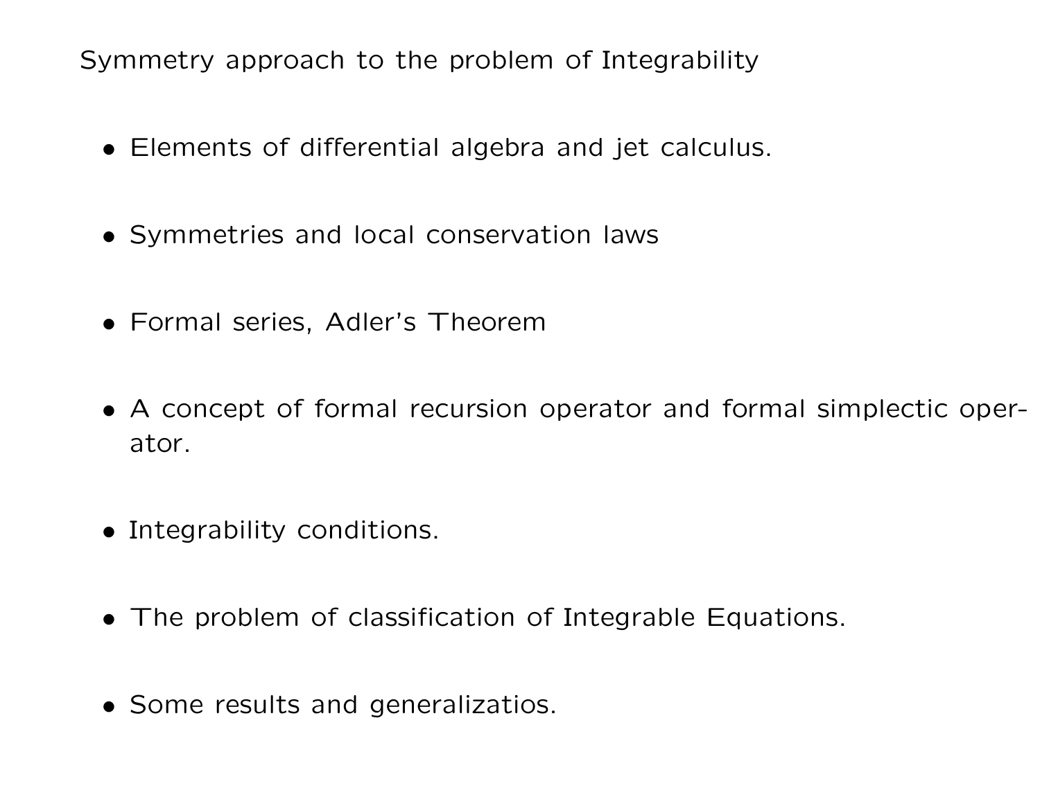Symmetry approach to the problem of Integrability

- Elements of differential algebra and jet calculus.
- Symmetries and local conservation laws
- Formal series, Adler's Theorem
- A concept of formal recursion operator and formal simplectic operator.
- Integrability conditions.
- The problem of classification of Integrable Equations.
- Some results and generalizatios.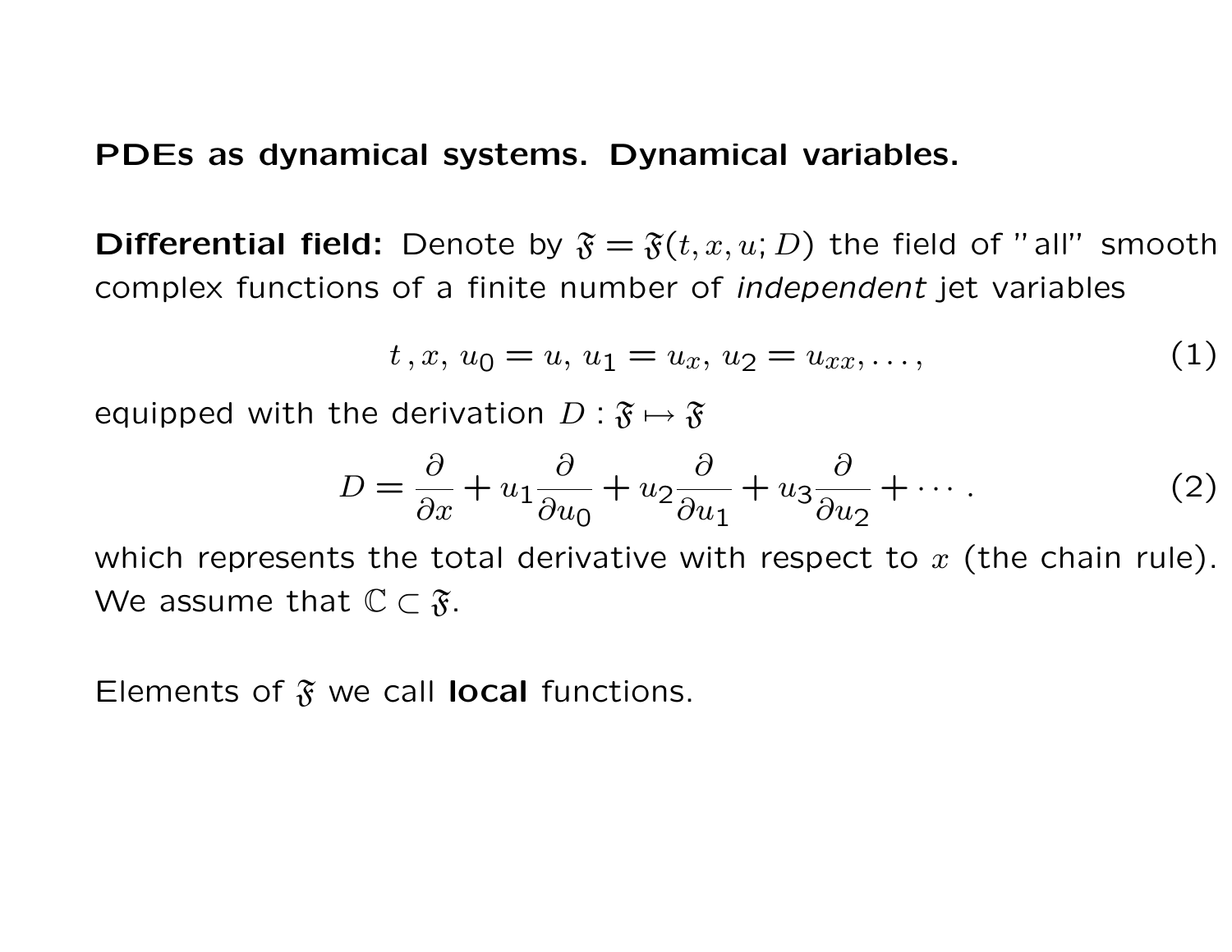**PDEs as dynamical systems. Dynamical variables.**

**Differential field:** Denote by $\mathfrak{F} = \mathfrak{F}(t, x, u; D)$ the field of "all" smooth complex functions of a finite number of *independent* jet variables

$$t\,, x,\, u_0 = u,\, u_1 = u_x,\, u_2 = u_{xx}, \ldots, \tag{1}$$

equipped with the derivation $D : \mathfrak{F} \mapsto \mathfrak{F}$

$$D = \frac{\partial}{\partial x} + u_1 \frac{\partial}{\partial u_0} + u_2 \frac{\partial}{\partial u_1} + u_3 \frac{\partial}{\partial u_2} + \cdots . \tag{2}$$

which represents the total derivative with respect to $x$ (the chain rule). We assume that $\mathbb{C} \subset \mathfrak{F}$.

Elements of $\mathfrak{F}$ we call **local** functions.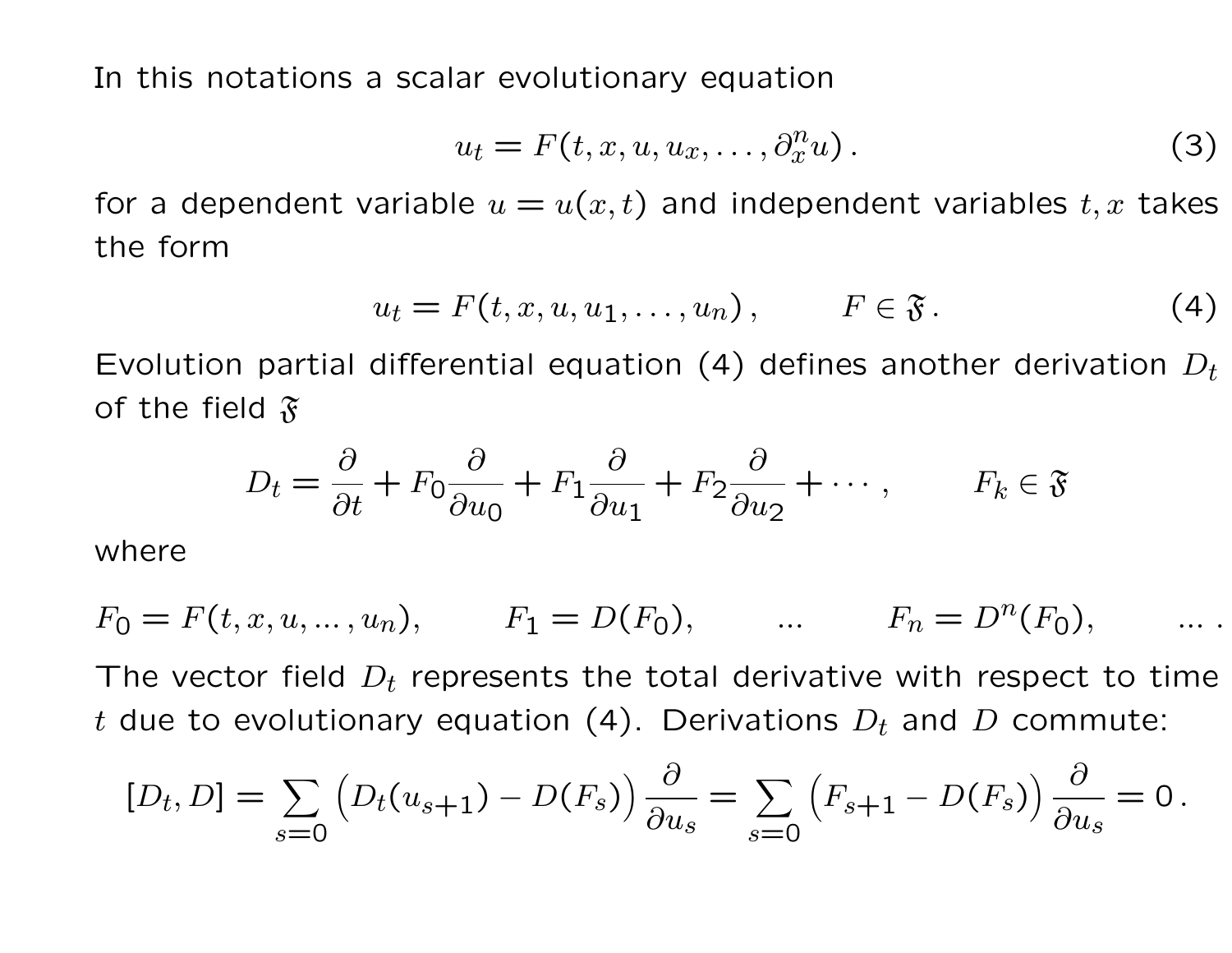In this notations a scalar evolutionary equation

$$u_t = F(t, x, u, u_x, \ldots, \partial_x^n u) \,. \tag{3}$$

for a dependent variable $u = u(x,t)$ and independent variables $t, x$ takes the form

$$u_t = F(t, x, u, u_1, \ldots, u_n) \,, \qquad F \in \mathfrak{F} \,. \tag{4}$$

Evolution partial differential equation (4) defines another derivation $D_t$ of the field $\mathfrak{F}$

$$D_t = \frac{\partial}{\partial t} + F_0 \frac{\partial}{\partial u_0} + F_1 \frac{\partial}{\partial u_1} + F_2 \frac{\partial}{\partial u_2} + \cdots \,, \qquad F_k \in \mathfrak{F}$$

where

$$F_0 = F(t, x, u, ..., u_n), \qquad F_1 = D(F_0), \qquad ... \qquad F_n = D^n(F_0), \qquad ... \,.$$

The vector field $D_t$ represents the total derivative with respect to time $t$ due to evolutionary equation (4). Derivations $D_t$ and $D$ commute:

$$[D_t, D] = \sum_{s=0} \Big( D_t(u_{s+1}) - D(F_s) \Big) \frac{\partial}{\partial u_s} = \sum_{s=0} \Big( F_{s+1} - D(F_s) \Big) \frac{\partial}{\partial u_s} = 0 \,.$$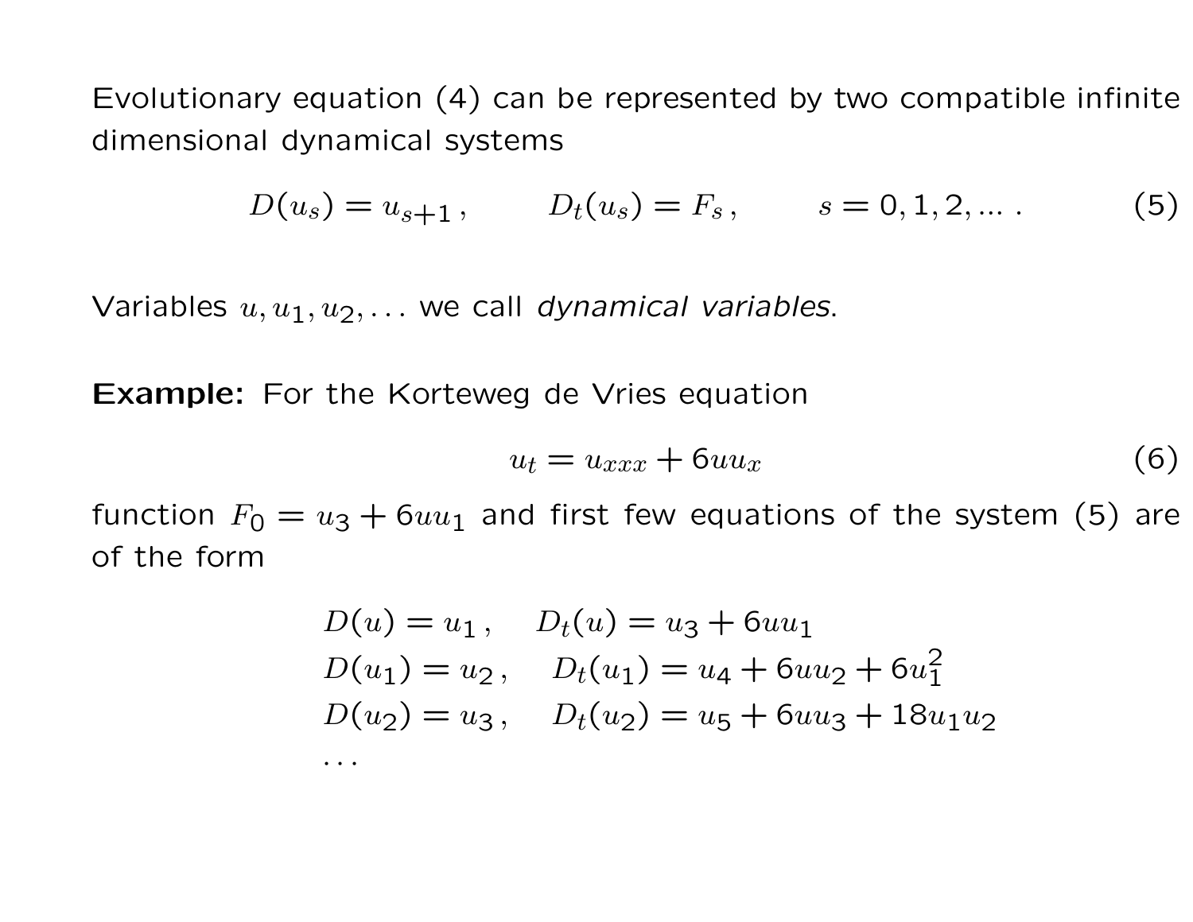Evolutionary equation (4) can be represented by two compatible infinite dimensional dynamical systems

$$D(u_s) = u_{s+1}\,, \qquad D_t(u_s) = F_s\,, \qquad s = 0, 1, 2, \ldots\,. \tag{5}$$

Variables $u, u_1, u_2, \ldots$ we call *dynamical variables*.

**Example:** For the Korteweg de Vries equation

$$u_t = u_{xxx} + 6uu_x \tag{6}$$

function $F_0 = u_3 + 6uu_1$ and first few equations of the system (5) are of the form

$$\begin{aligned}
&D(u) = u_1\,, \quad D_t(u) = u_3 + 6uu_1 \\
&D(u_1) = u_2\,, \quad D_t(u_1) = u_4 + 6uu_2 + 6u_1^2 \\
&D(u_2) = u_3\,, \quad D_t(u_2) = u_5 + 6uu_3 + 18u_1u_2 \\
&\cdots
\end{aligned}$$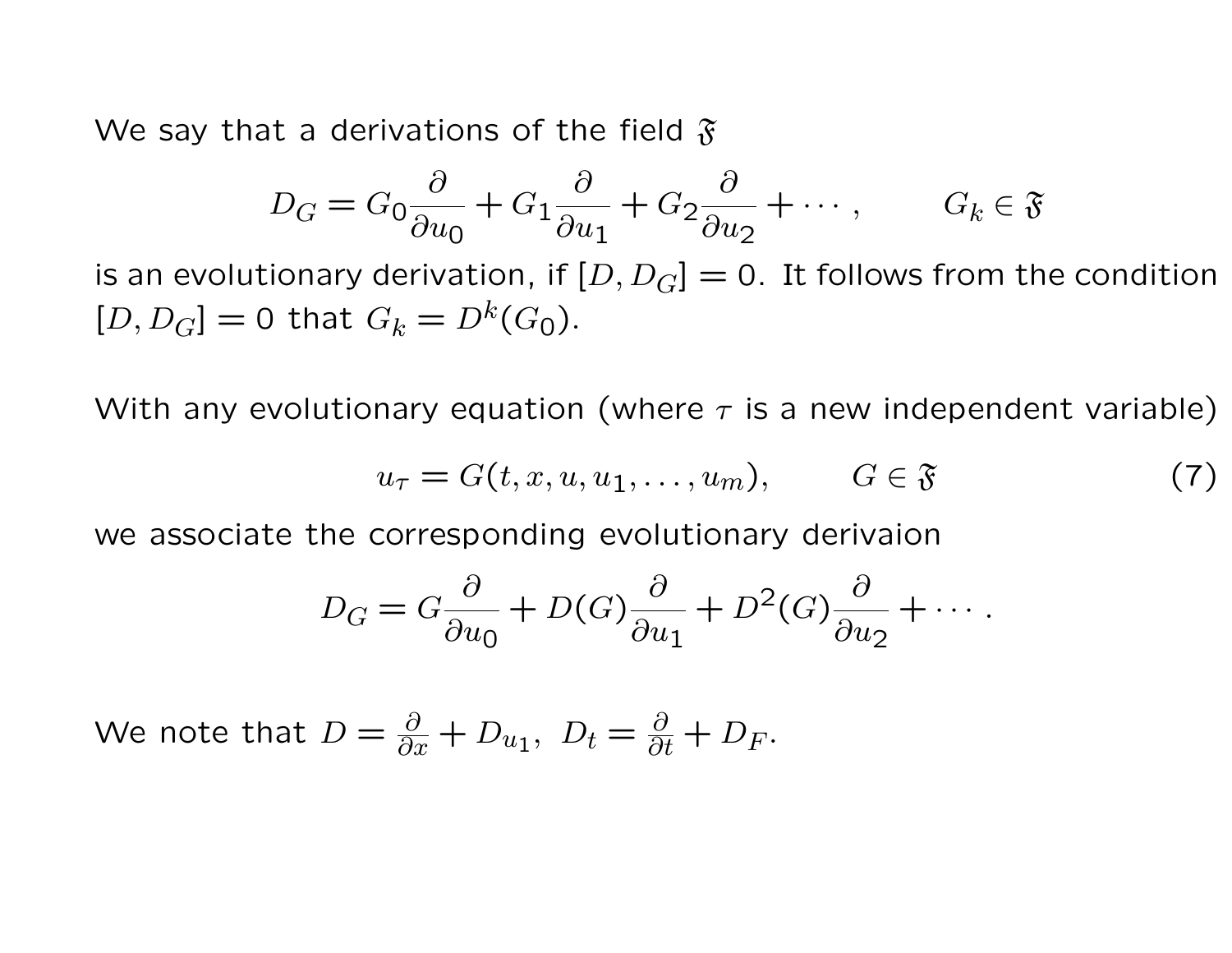We say that a derivations of the field $\mathfrak{F}$

$$D_G = G_0 \frac{\partial}{\partial u_0} + G_1 \frac{\partial}{\partial u_1} + G_2 \frac{\partial}{\partial u_2} + \cdots , \qquad G_k \in \mathfrak{F}$$

is an evolutionary derivation, if $[D, D_G] = 0$. It follows from the condition $[D, D_G] = 0$ that $G_k = D^k(G_0)$.

With any evolutionary equation (where $\tau$ is a new independent variable)

$$u_\tau = G(t, x, u, u_1, \dots, u_m), \qquad G \in \mathfrak{F} \tag{7}$$

we associate the corresponding evolutionary derivaion

$$D_G = G \frac{\partial}{\partial u_0} + D(G) \frac{\partial}{\partial u_1} + D^2(G) \frac{\partial}{\partial u_2} + \cdots .$$

We note that $D = \frac{\partial}{\partial x} + D_{u_1}$, $D_t = \frac{\partial}{\partial t} + D_F$.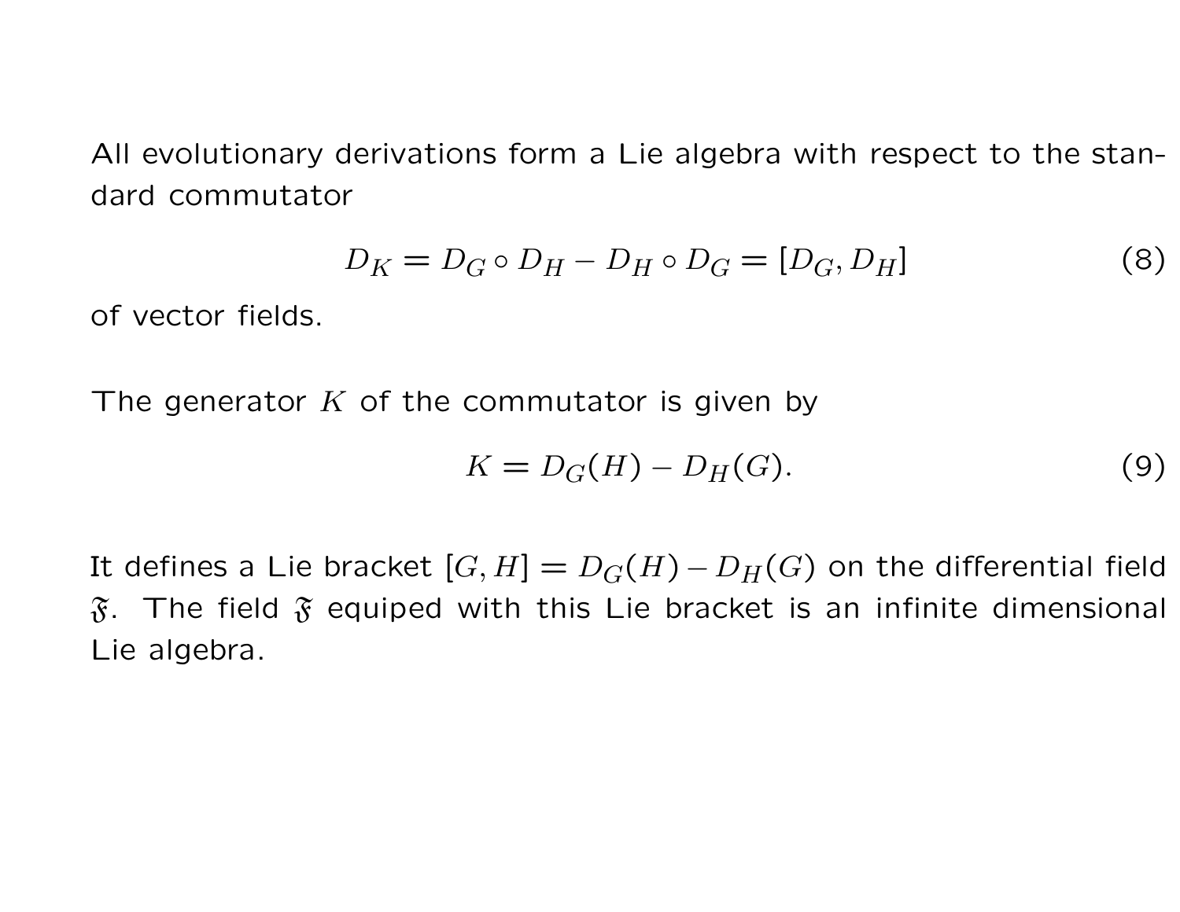All evolutionary derivations form a Lie algebra with respect to the standard commutator

$$D_K = D_G \circ D_H - D_H \circ D_G = [D_G, D_H] \tag{8}$$

of vector fields.

The generator $K$ of the commutator is given by

$$K = D_G(H) - D_H(G). \tag{9}$$

It defines a Lie bracket $[G, H] = D_G(H) - D_H(G)$ on the differential field $\mathfrak{F}$. The field $\mathfrak{F}$ equiped with this Lie bracket is an infinite dimensional Lie algebra.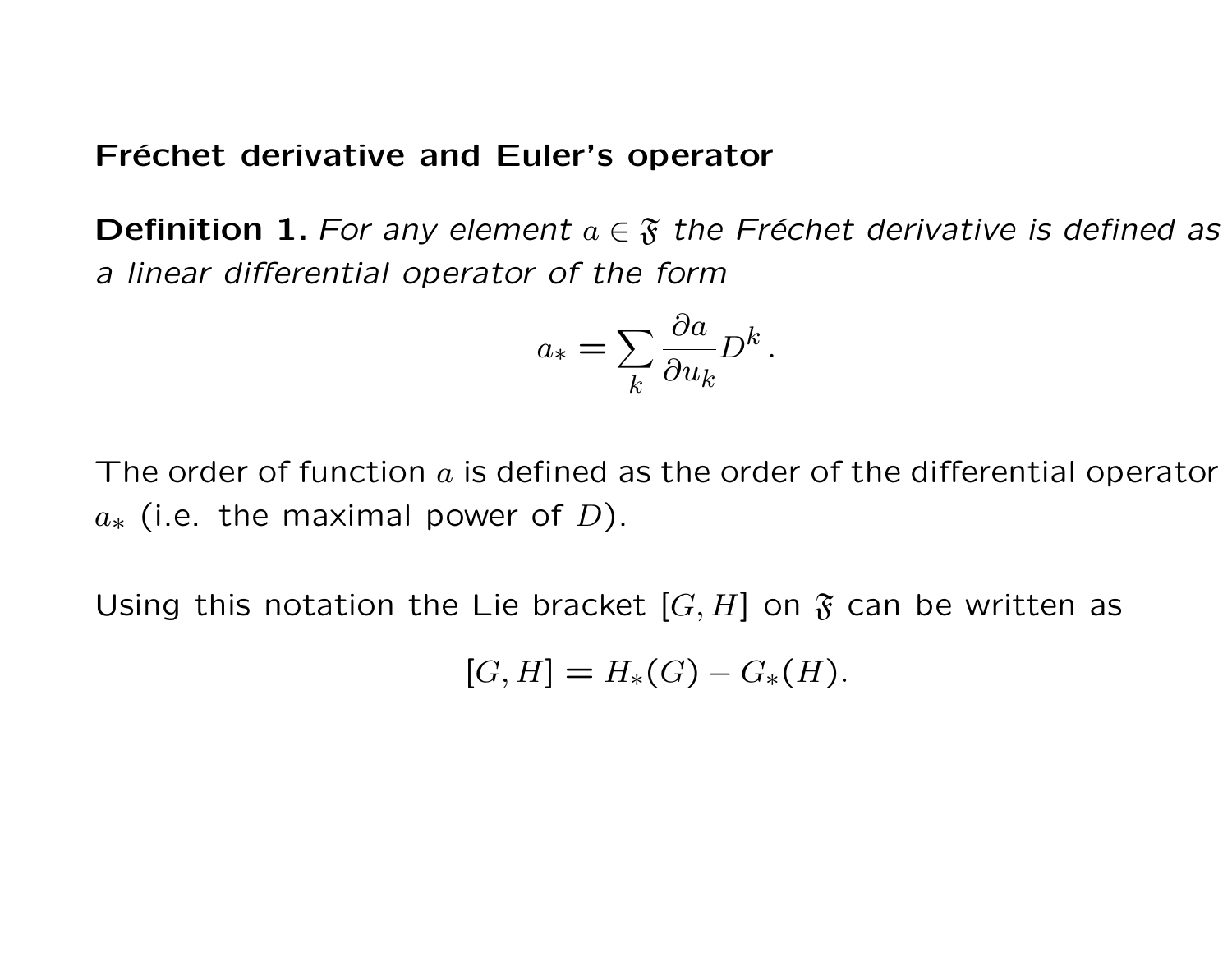## Fréchet derivative and Euler's operator

**Definition 1.** *For any element $a \in \mathfrak{F}$ the Fréchet derivative is defined as a linear differential operator of the form*

$$a_* = \sum_k \frac{\partial a}{\partial u_k} D^k \,.$$

The order of function $a$ is defined as the order of the differential operator $a_*$ (i.e. the maximal power of $D$).

Using this notation the Lie bracket $[G, H]$ on $\mathfrak{F}$ can be written as

$$[G, H] = H_*(G) - G_*(H).$$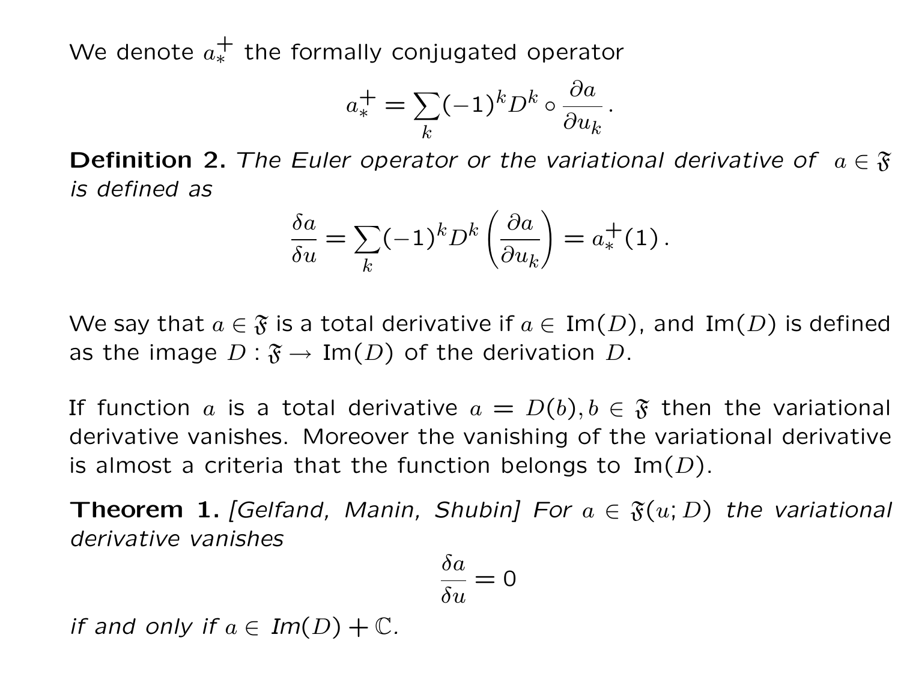We denote $a_*^+$ the formally conjugated operator

$$a_*^+ = \sum_k (-1)^k D^k \circ \frac{\partial a}{\partial u_k}\,.$$

**Definition 2.** *The Euler operator or the variational derivative of* $a \in \mathfrak{F}$ *is defined as*

$$\frac{\delta a}{\delta u} = \sum_k (-1)^k D^k \left(\frac{\partial a}{\partial u_k}\right) = a_*^+(1)\,.$$

We say that $a \in \mathfrak{F}$ is a total derivative if $a \in \mathrm{Im}(D)$, and $\mathrm{Im}(D)$ is defined as the image $D : \mathfrak{F} \to \mathrm{Im}(D)$ of the derivation $D$.

If function $a$ is a total derivative $a = D(b), b \in \mathfrak{F}$ then the variational derivative vanishes. Moreover the vanishing of the variational derivative is almost a criteria that the function belongs to $\mathrm{Im}(D)$.

**Theorem 1.** *[Gelfand, Manin, Shubin] For* $a \in \mathfrak{F}(u; D)$ *the variational derivative vanishes*

$$\frac{\delta a}{\delta u} = 0$$

*if and only if* $a \in$ *Im*$(D) + \mathbb{C}$*.*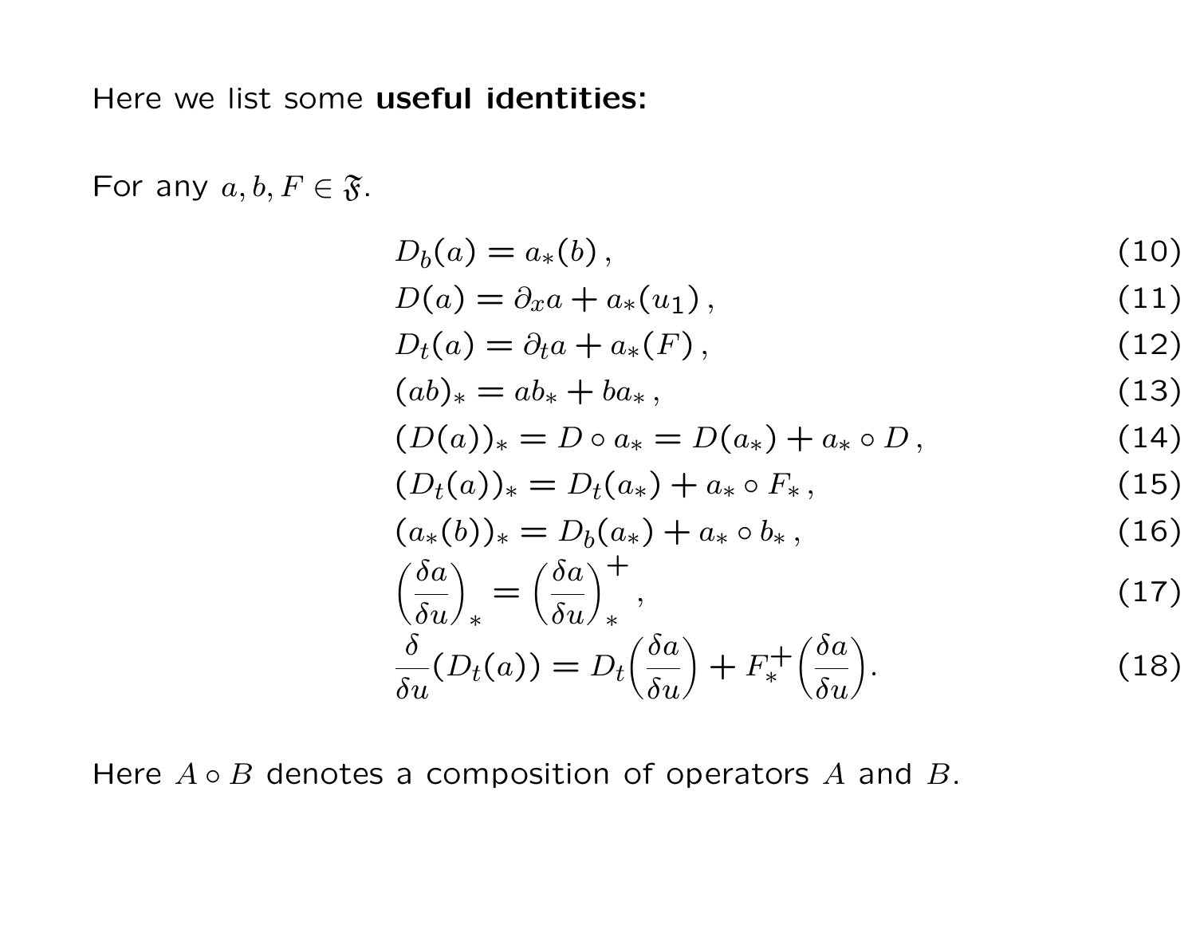Here we list some **useful identities:**

For any $a, b, F \in \mathfrak{F}$.

$$D_b(a) = a_*(b)\,, \tag{10}$$

$$D(a) = \partial_x a + a_*(u_1)\,, \tag{11}$$

$$D_t(a) = \partial_t a + a_*(F)\,, \tag{12}$$

$$(ab)_* = ab_* + ba_*\,, \tag{13}$$

$$(D(a))_* = D \circ a_* = D(a_*) + a_* \circ D\,, \tag{14}$$

$$(D_t(a))_* = D_t(a_*) + a_* \circ F_*\,, \tag{15}$$

$$(a_*(b))_* = D_b(a_*) + a_* \circ b_*\,, \tag{16}$$

$$\left(\frac{\delta a}{\delta u}\right)_* = \left(\frac{\delta a}{\delta u}\right)_*^+\,, \tag{17}$$

$$\frac{\delta}{\delta u}(D_t(a)) = D_t\left(\frac{\delta a}{\delta u}\right) + F_*^+\left(\frac{\delta a}{\delta u}\right). \tag{18}$$

Here $A \circ B$ denotes a composition of operators $A$ and $B$.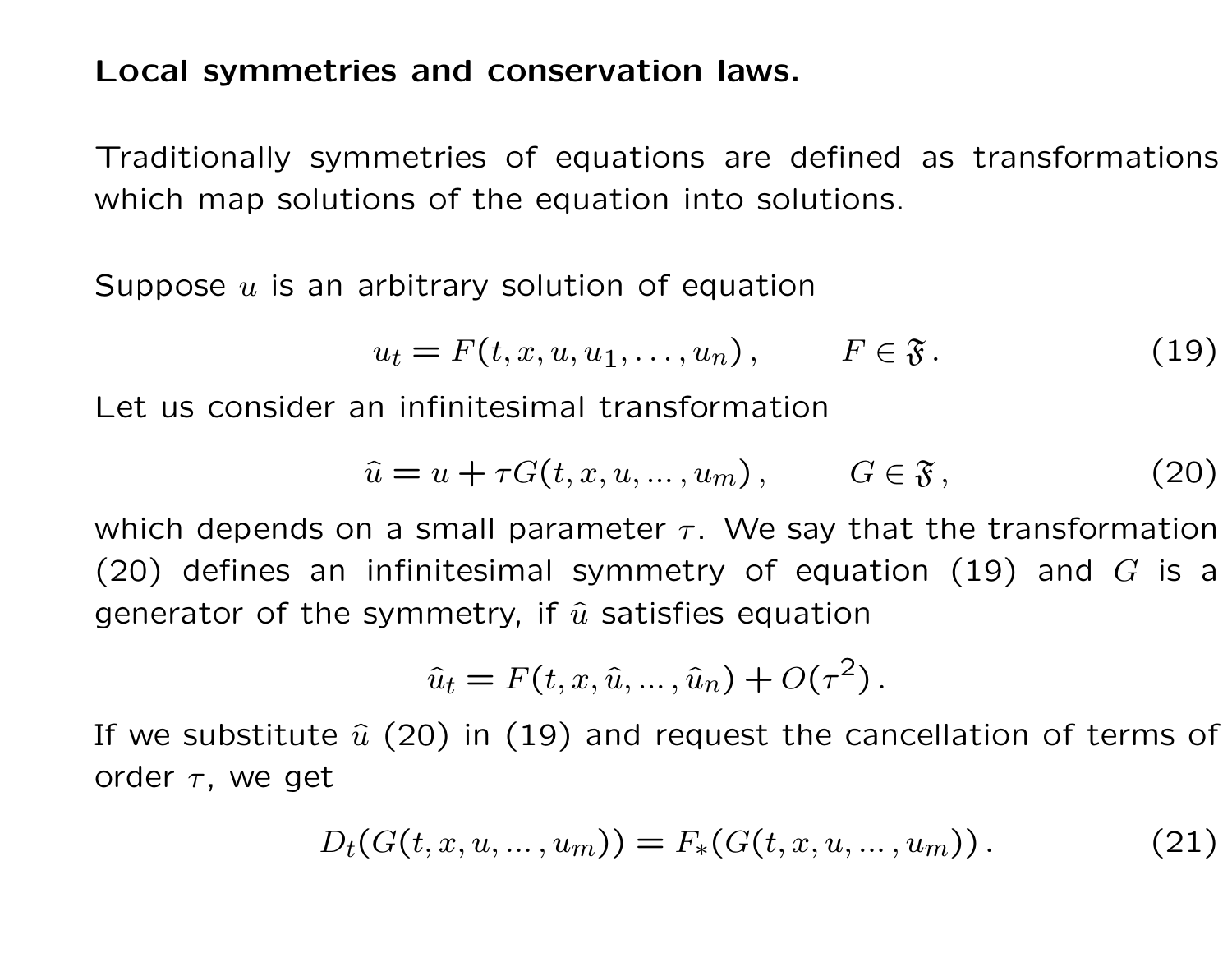**Local symmetries and conservation laws.**

Traditionally symmetries of equations are defined as transformations which map solutions of the equation into solutions.

Suppose $u$ is an arbitrary solution of equation

$$u_t = F(t, x, u, u_1, \dots, u_n)\,, \qquad F \in \mathfrak{F}\,. \tag{19}$$

Let us consider an infinitesimal transformation

$$\hat{u} = u + \tau G(t, x, u, \dots, u_m)\,, \qquad G \in \mathfrak{F}\,, \tag{20}$$

which depends on a small parameter $\tau$. We say that the transformation (20) defines an infinitesimal symmetry of equation (19) and $G$ is a generator of the symmetry, if $\hat{u}$ satisfies equation

$$\hat{u}_t = F(t, x, \hat{u}, \dots, \hat{u}_n) + O(\tau^2)\,.$$

If we substitute $\hat{u}$ (20) in (19) and request the cancellation of terms of order $\tau$, we get

$$D_t(G(t, x, u, \dots, u_m)) = F_*(G(t, x, u, \dots, u_m))\,. \tag{21}$$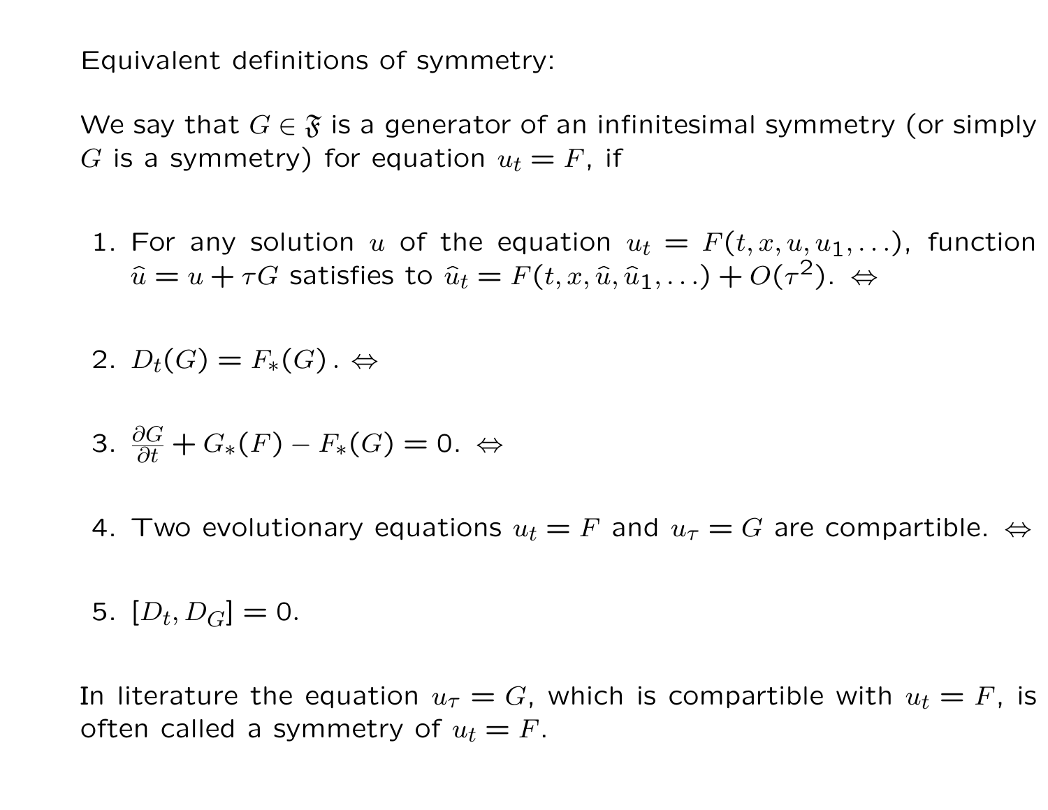Equivalent definitions of symmetry:

We say that $G \in \mathfrak{F}$ is a generator of an infinitesimal symmetry (or simply $G$ is a symmetry) for equation $u_t = F$, if

1. For any solution $u$ of the equation $u_t = F(t, x, u, u_1, \ldots)$, function $\hat{u} = u + \tau G$ satisfies to $\hat{u}_t = F(t, x, \hat{u}, \hat{u}_1, \ldots) + O(\tau^2)$. $\Leftrightarrow$

2. $D_t(G) = F_*(G)$. $\Leftrightarrow$

3. $\frac{\partial G}{\partial t} + G_*(F) - F_*(G) = 0$. $\Leftrightarrow$

4. Two evolutionary equations $u_t = F$ and $u_\tau = G$ are compartible. $\Leftrightarrow$

5. $[D_t, D_G] = 0$.

In literature the equation $u_\tau = G$, which is compartible with $u_t = F$, is often called a symmetry of $u_t = F$.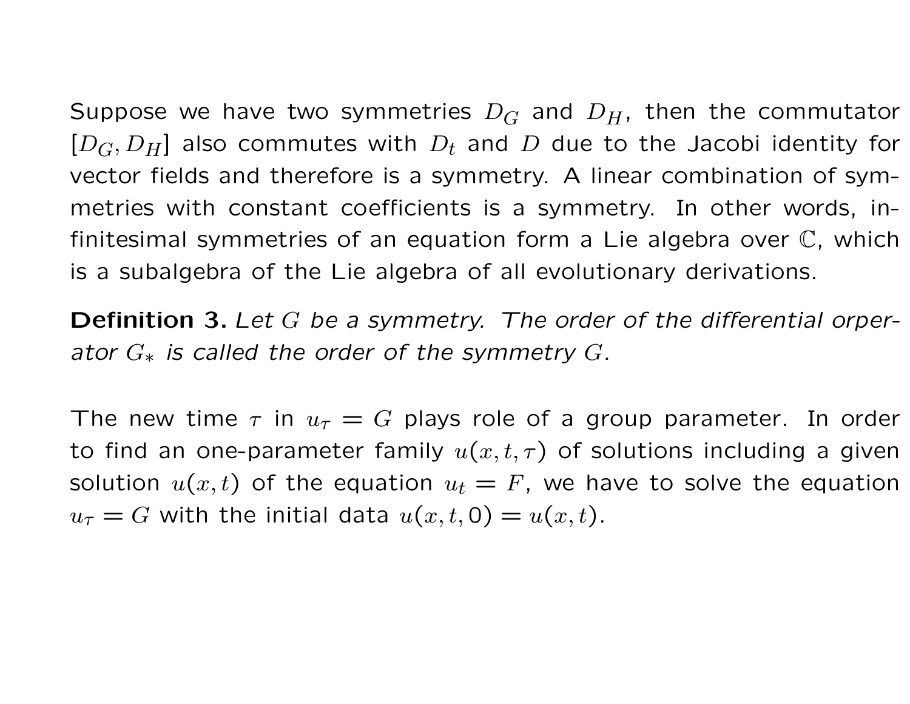Suppose we have two symmetries $D_G$ and $D_H$, then the commutator $[D_G, D_H]$ also commutes with $D_t$ and $D$ due to the Jacobi identity for vector fields and therefore is a symmetry. A linear combination of symmetries with constant coefficients is a symmetry. In other words, infinitesimal symmetries of an equation form a Lie algebra over $\mathbb{C}$, which is a subalgebra of the Lie algebra of all evolutionary derivations.

**Definition 3.** *Let $G$ be a symmetry. The order of the differential orperator $G_*$ is called the order of the symmetry $G$.*

The new time $\tau$ in $u_\tau = G$ plays role of a group parameter. In order to find an one-parameter family $u(x, t, \tau)$ of solutions including a given solution $u(x, t)$ of the equation $u_t = F$, we have to solve the equation $u_\tau = G$ with the initial data $u(x, t, 0) = u(x, t)$.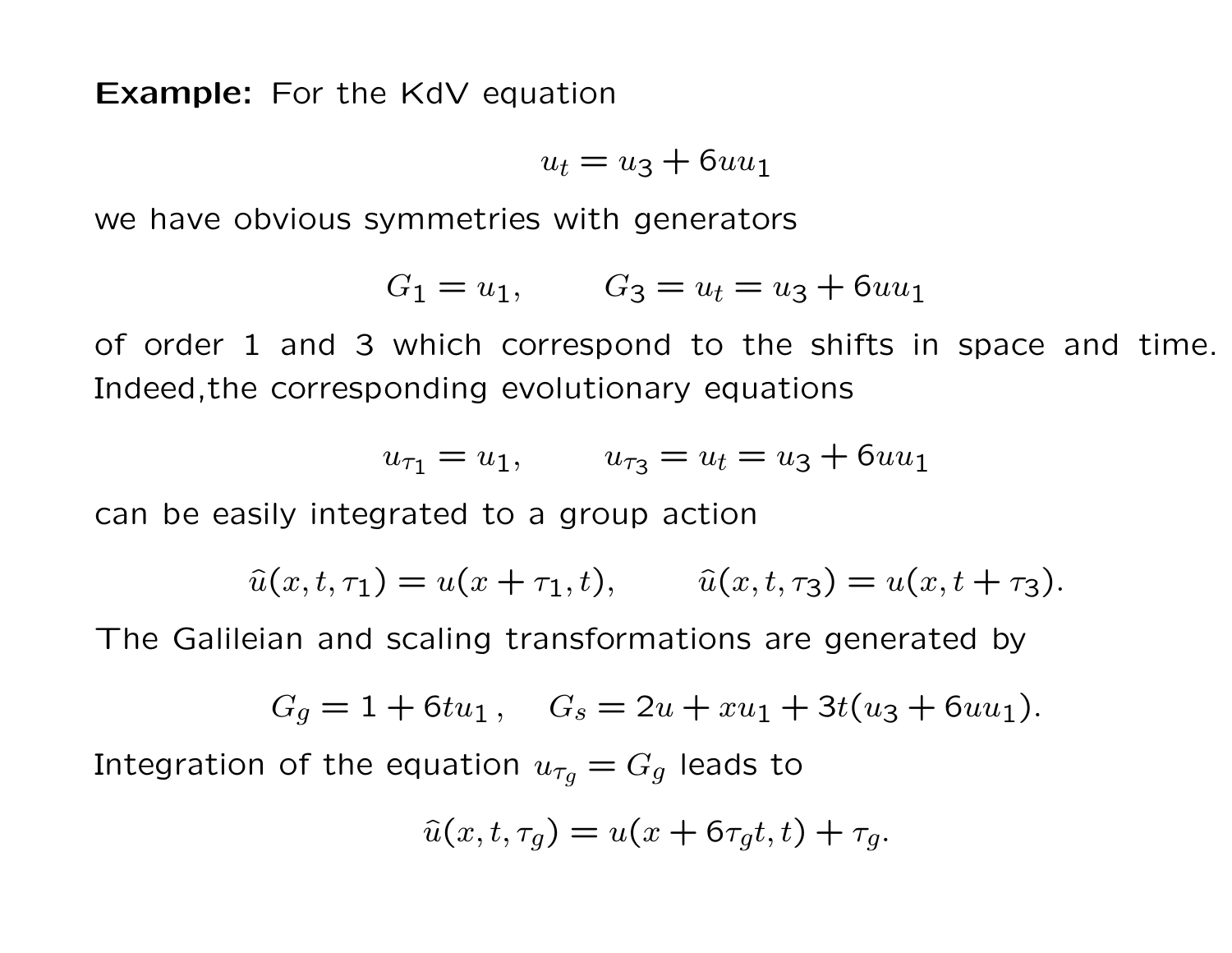**Example:** For the KdV equation

$$u_t = u_3 + 6uu_1$$

we have obvious symmetries with generators

$$G_1 = u_1, \qquad G_3 = u_t = u_3 + 6uu_1$$

of order 1 and 3 which correspond to the shifts in space and time. Indeed,the corresponding evolutionary equations

$$u_{\tau_1} = u_1, \qquad u_{\tau_3} = u_t = u_3 + 6uu_1$$

can be easily integrated to a group action

$$\widehat{u}(x,t,\tau_1) = u(x+\tau_1,t), \qquad \widehat{u}(x,t,\tau_3) = u(x,t+\tau_3).$$

The Galileian and scaling transformations are generated by

$$G_g = 1 + 6tu_1\,, \quad G_s = 2u + xu_1 + 3t(u_3 + 6uu_1).$$

Integration of the equation $u_{\tau_g} = G_g$ leads to

$$\widehat{u}(x,t,\tau_g) = u(x + 6\tau_g t, t) + \tau_g.$$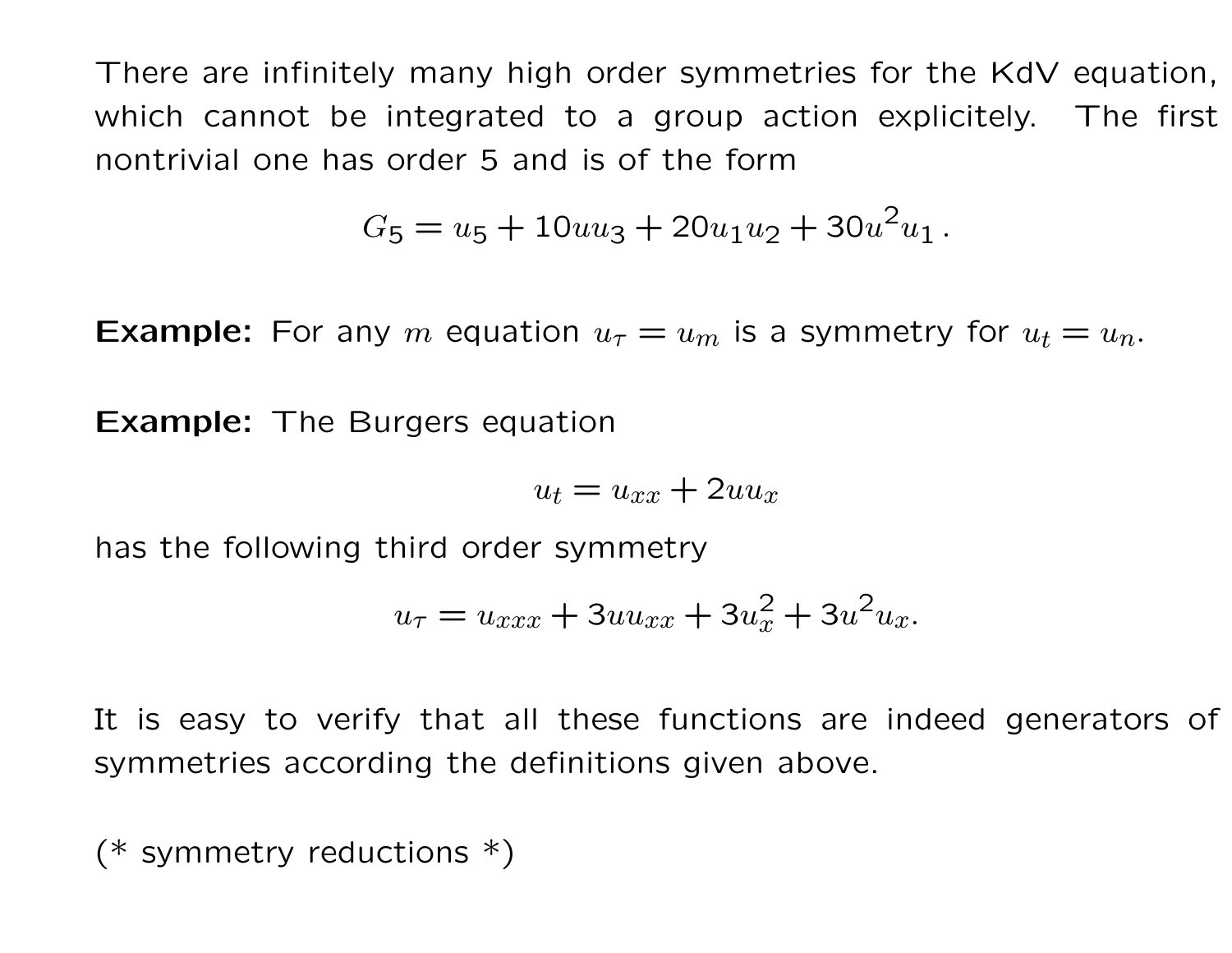There are infinitely many high order symmetries for the KdV equation, which cannot be integrated to a group action explicitely. The first nontrivial one has order 5 and is of the form

$$G_5 = u_5 + 10uu_3 + 20u_1u_2 + 30u^2u_1\,.$$

**Example:** For any $m$ equation $u_\tau = u_m$ is a symmetry for $u_t = u_n$.

**Example:** The Burgers equation

$$u_t = u_{xx} + 2uu_x$$

has the following third order symmetry

$$u_\tau = u_{xxx} + 3uu_{xx} + 3u_x^2 + 3u^2u_x.$$

It is easy to verify that all these functions are indeed generators of symmetries according the definitions given above.

(* symmetry reductions *)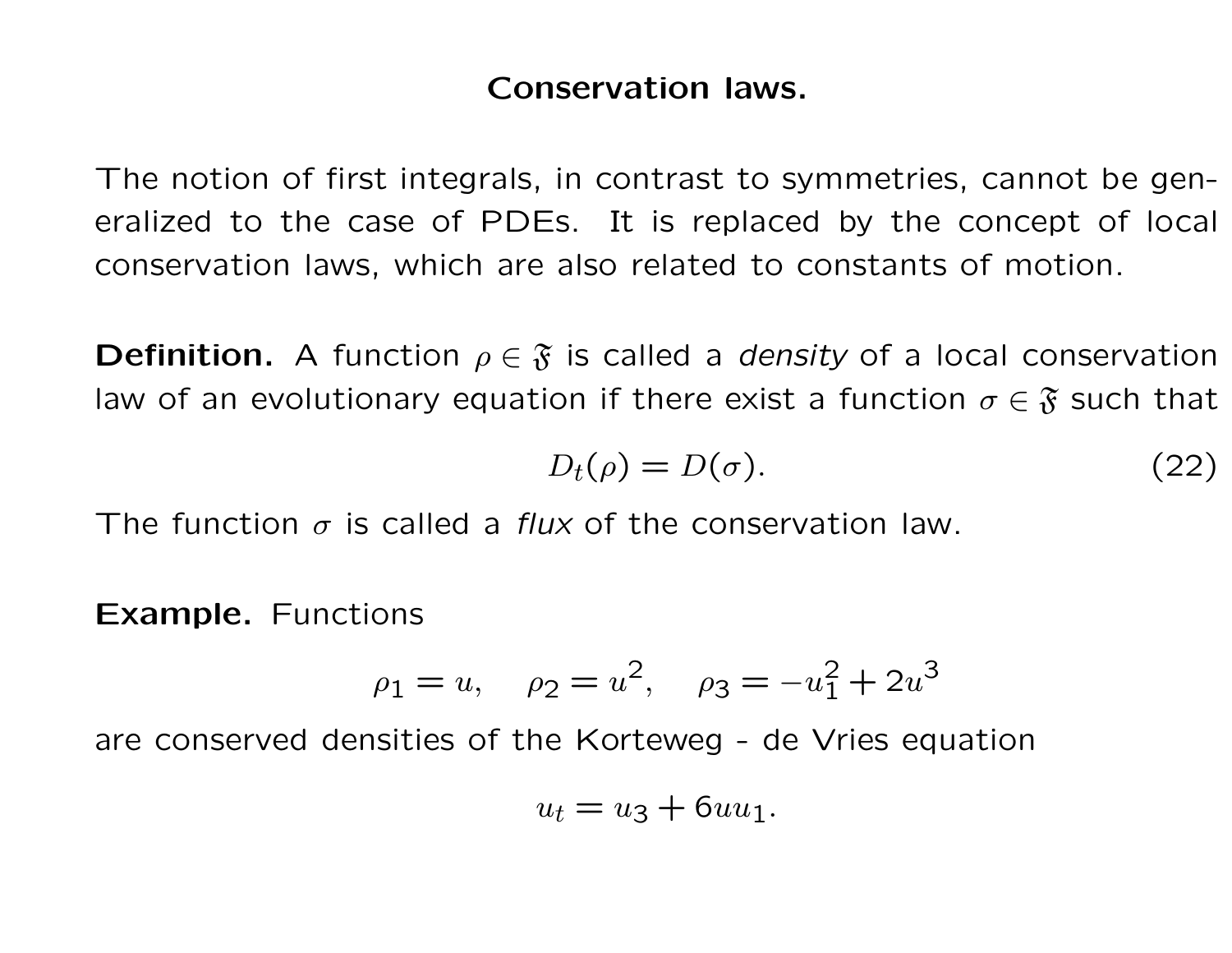## Conservation laws.

The notion of first integrals, in contrast to symmetries, cannot be generalized to the case of PDEs. It is replaced by the concept of local conservation laws, which are also related to constants of motion.

**Definition.** A function $\rho \in \mathfrak{F}$ is called a *density* of a local conservation law of an evolutionary equation if there exist a function $\sigma \in \mathfrak{F}$ such that

$$D_t(\rho) = D(\sigma). \tag{22}$$

The function $\sigma$ is called a *flux* of the conservation law.

**Example.** Functions

$$\rho_1 = u, \quad \rho_2 = u^2, \quad \rho_3 = -u_1^2 + 2u^3$$

are conserved densities of the Korteweg - de Vries equation

$$u_t = u_3 + 6uu_1.$$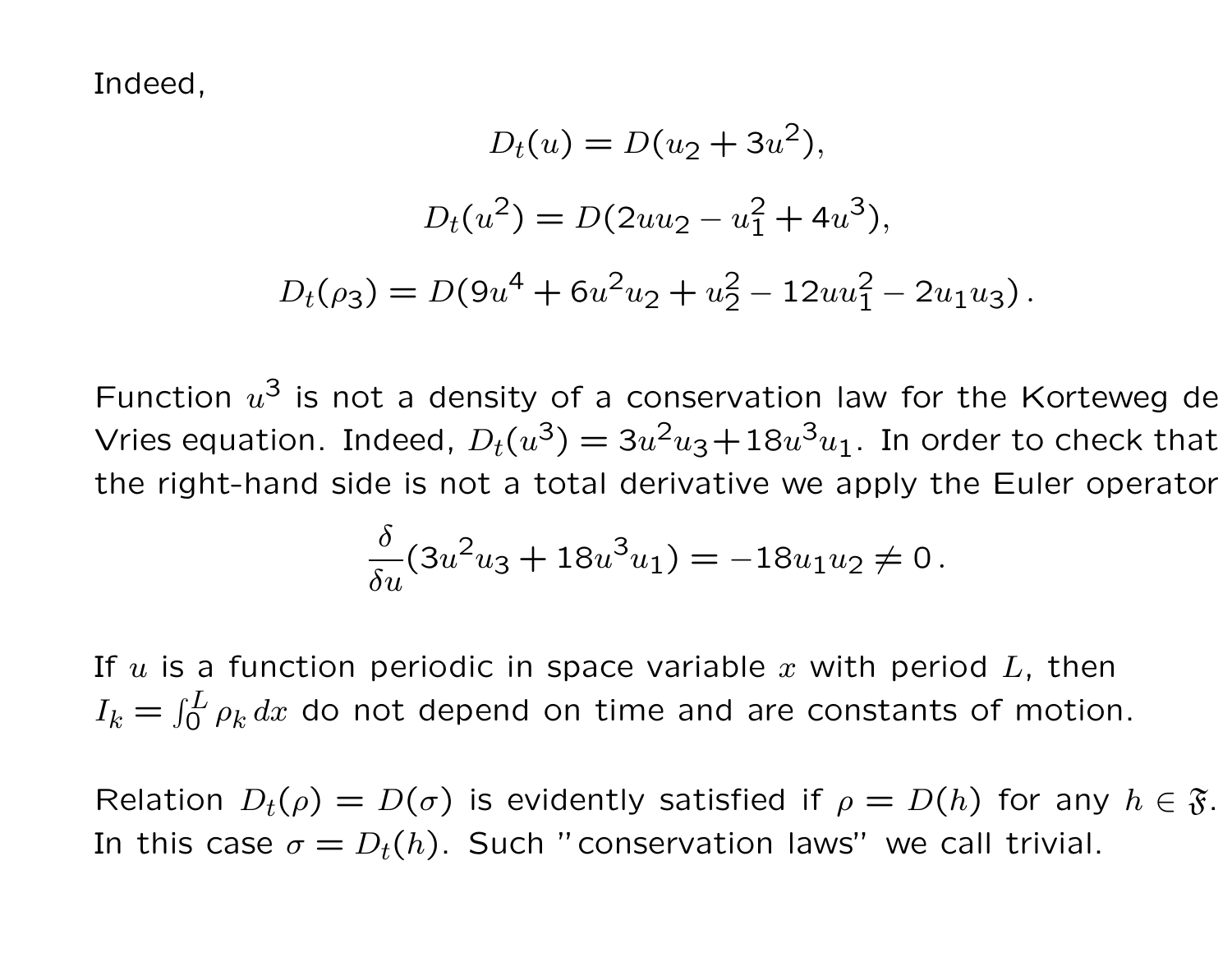Indeed,

$$D_t(u) = D(u_2 + 3u^2),$$

$$D_t(u^2) = D(2uu_2 - u_1^2 + 4u^3),$$

$$D_t(\rho_3) = D(9u^4 + 6u^2u_2 + u_2^2 - 12uu_1^2 - 2u_1u_3)\,.$$

Function $u^3$ is not a density of a conservation law for the Korteweg de Vries equation. Indeed, $D_t(u^3) = 3u^2u_3 + 18u^3u_1$. In order to check that the right-hand side is not a total derivative we apply the Euler operator

$$\frac{\delta}{\delta u}(3u^2u_3 + 18u^3u_1) = -18u_1u_2 \neq 0\,.$$

If $u$ is a function periodic in space variable $x$ with period $L$, then $I_k = \int_0^L \rho_k\, dx$ do not depend on time and are constants of motion.

Relation $D_t(\rho) = D(\sigma)$ is evidently satisfied if $\rho = D(h)$ for any $h \in \mathfrak{F}$. In this case $\sigma = D_t(h)$. Such "conservation laws" we call trivial.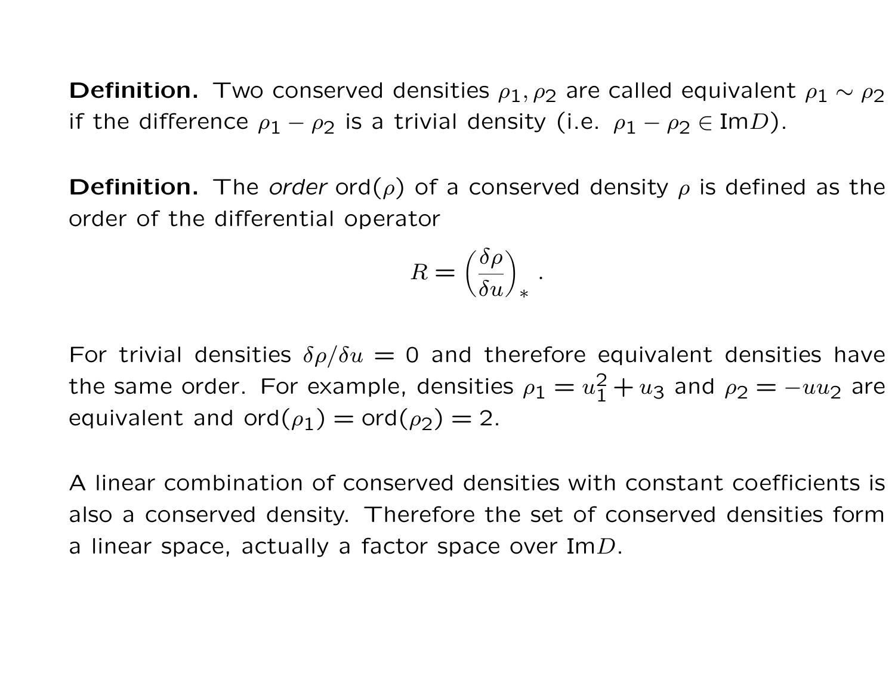**Definition.** Two conserved densities $\rho_1, \rho_2$ are called equivalent $\rho_1 \sim \rho_2$ if the difference $\rho_1 - \rho_2$ is a trivial density (i.e. $\rho_1 - \rho_2 \in \text{Im}D$).

**Definition.** The *order* $\text{ord}(\rho)$ of a conserved density $\rho$ is defined as the order of the differential operator

$$R = \left(\frac{\delta \rho}{\delta u}\right)_* .$$

For trivial densities $\delta\rho/\delta u = 0$ and therefore equivalent densities have the same order. For example, densities $\rho_1 = u_1^2 + u_3$ and $\rho_2 = -uu_2$ are equivalent and $\text{ord}(\rho_1) = \text{ord}(\rho_2) = 2$.

A linear combination of conserved densities with constant coefficients is also a conserved density. Therefore the set of conserved densities form a linear space, actually a factor space over $\text{Im}D$.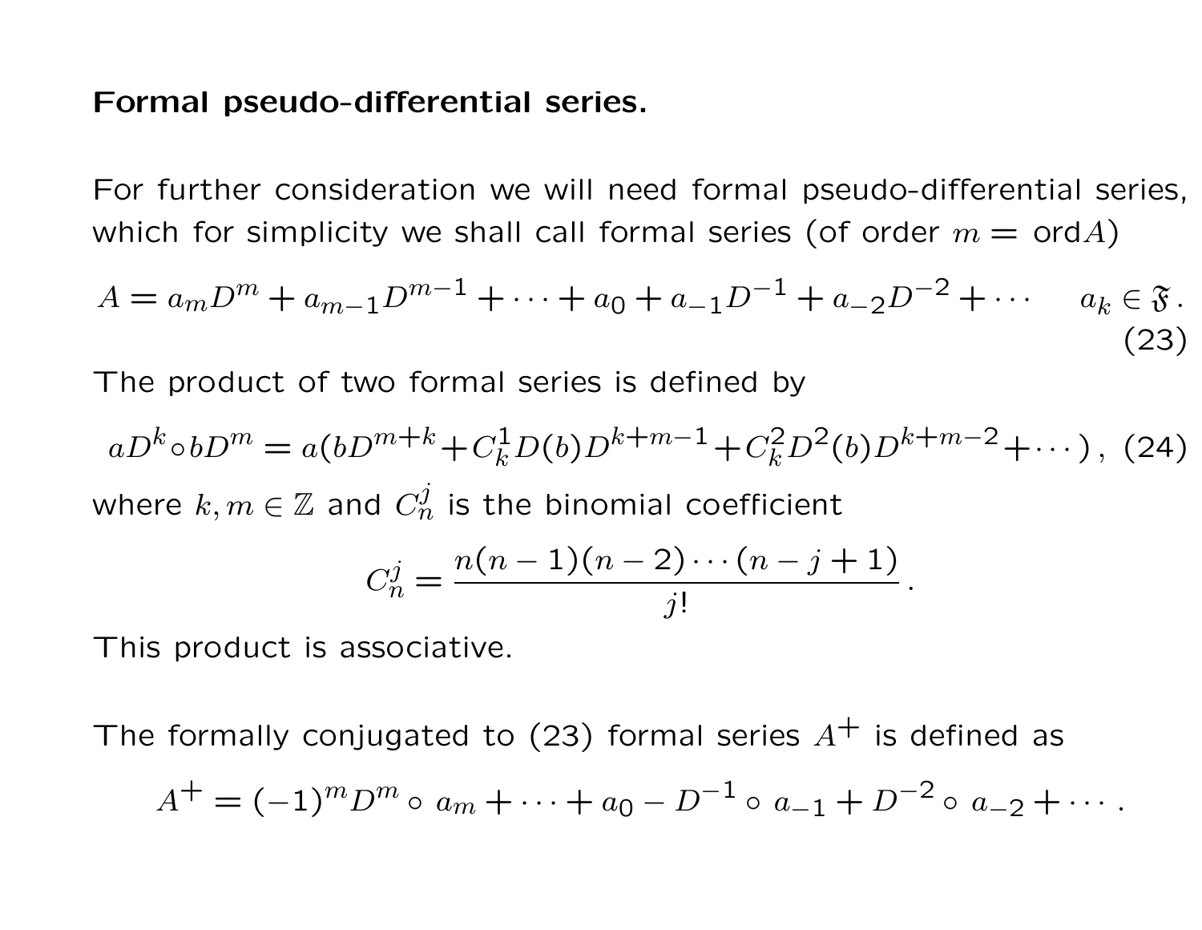**Formal pseudo-differential series.**

For further consideration we will need formal pseudo-differential series, which for simplicity we shall call formal series (of order $m = \text{ord}A$)

$$A = a_m D^m + a_{m-1} D^{m-1} + \cdots + a_0 + a_{-1} D^{-1} + a_{-2} D^{-2} + \cdots \qquad a_k \in \mathfrak{F}\,. \tag{23}$$

The product of two formal series is defined by

$$aD^k \circ bD^m = a(bD^{m+k} + C_k^1 D(b) D^{k+m-1} + C_k^2 D^2(b) D^{k+m-2} + \cdots)\,, \tag{24}$$

where $k, m \in \mathbb{Z}$ and $C_n^j$ is the binomial coefficient

$$C_n^j = \frac{n(n-1)(n-2)\cdots(n-j+1)}{j!}\,.$$

This product is associative.

The formally conjugated to (23) formal series $A^+$ is defined as

$$A^+ = (-1)^m D^m \circ a_m + \cdots + a_0 - D^{-1} \circ a_{-1} + D^{-2} \circ a_{-2} + \cdots\,.$$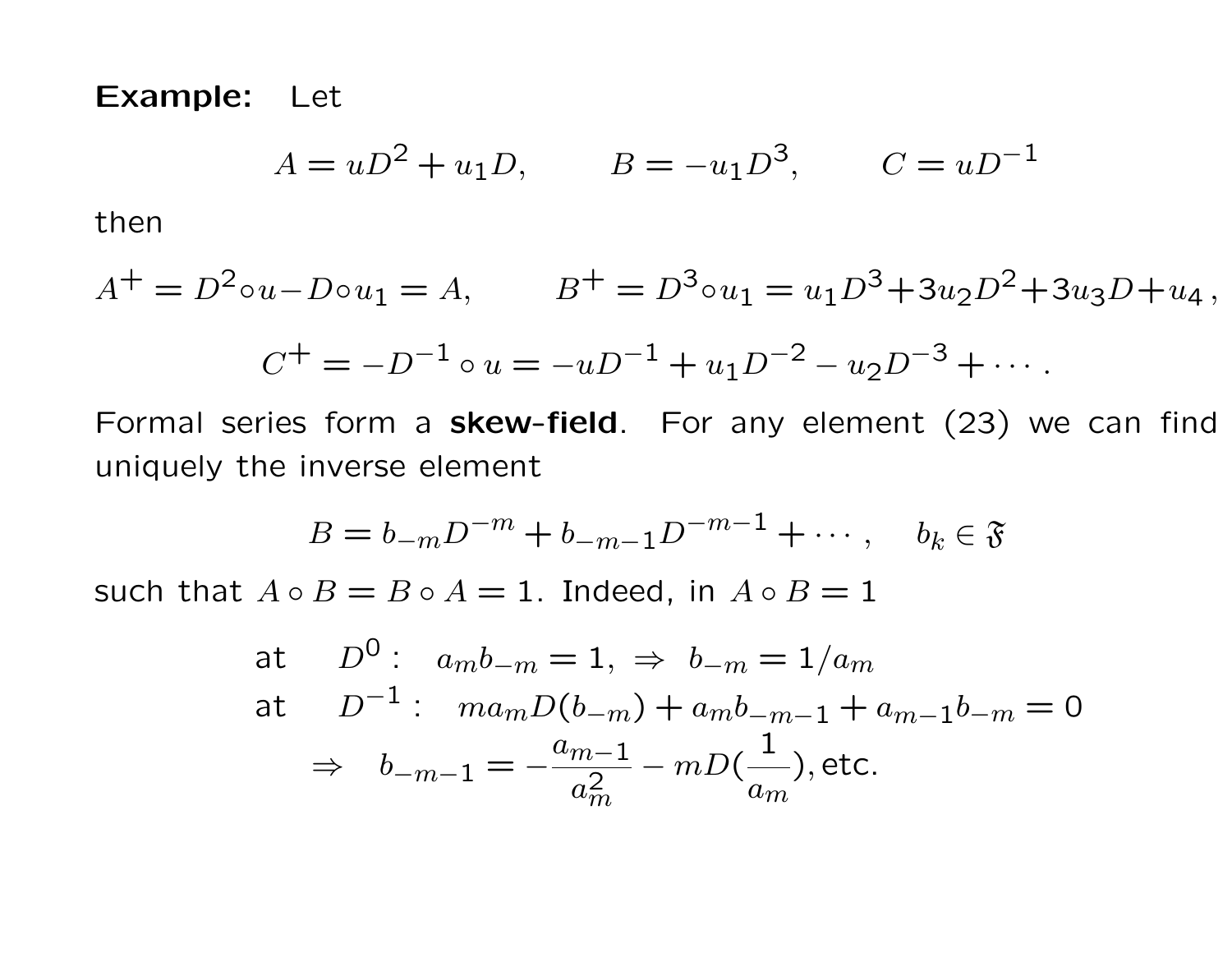**Example:** Let

$$A = uD^2 + u_1 D, \qquad B = -u_1 D^3, \qquad C = uD^{-1}$$

then

$$A^+ = D^2 \circ u - D \circ u_1 = A, \qquad B^+ = D^3 \circ u_1 = u_1 D^3 + 3u_2 D^2 + 3u_3 D + u_4 \,,$$

$$C^+ = -D^{-1} \circ u = -uD^{-1} + u_1 D^{-2} - u_2 D^{-3} + \cdots \,.$$

Formal series form a **skew-field**. For any element (23) we can find uniquely the inverse element

$$B = b_{-m} D^{-m} + b_{-m-1} D^{-m-1} + \cdots \,, \quad b_k \in \mathfrak{F}$$

such that $A \circ B = B \circ A = 1$. Indeed, in $A \circ B = 1$

$$\begin{array}{ll} \text{at} \quad D^0 : & a_m b_{-m} = 1, \;\Rightarrow\; b_{-m} = 1/a_m \\ \text{at} \quad D^{-1} : & m a_m D(b_{-m}) + a_m b_{-m-1} + a_{m-1} b_{-m} = 0 \end{array}$$

$$\Rightarrow \quad b_{-m-1} = -\frac{a_{m-1}}{a_m^2} - mD(\frac{1}{a_m}), \text{etc.}$$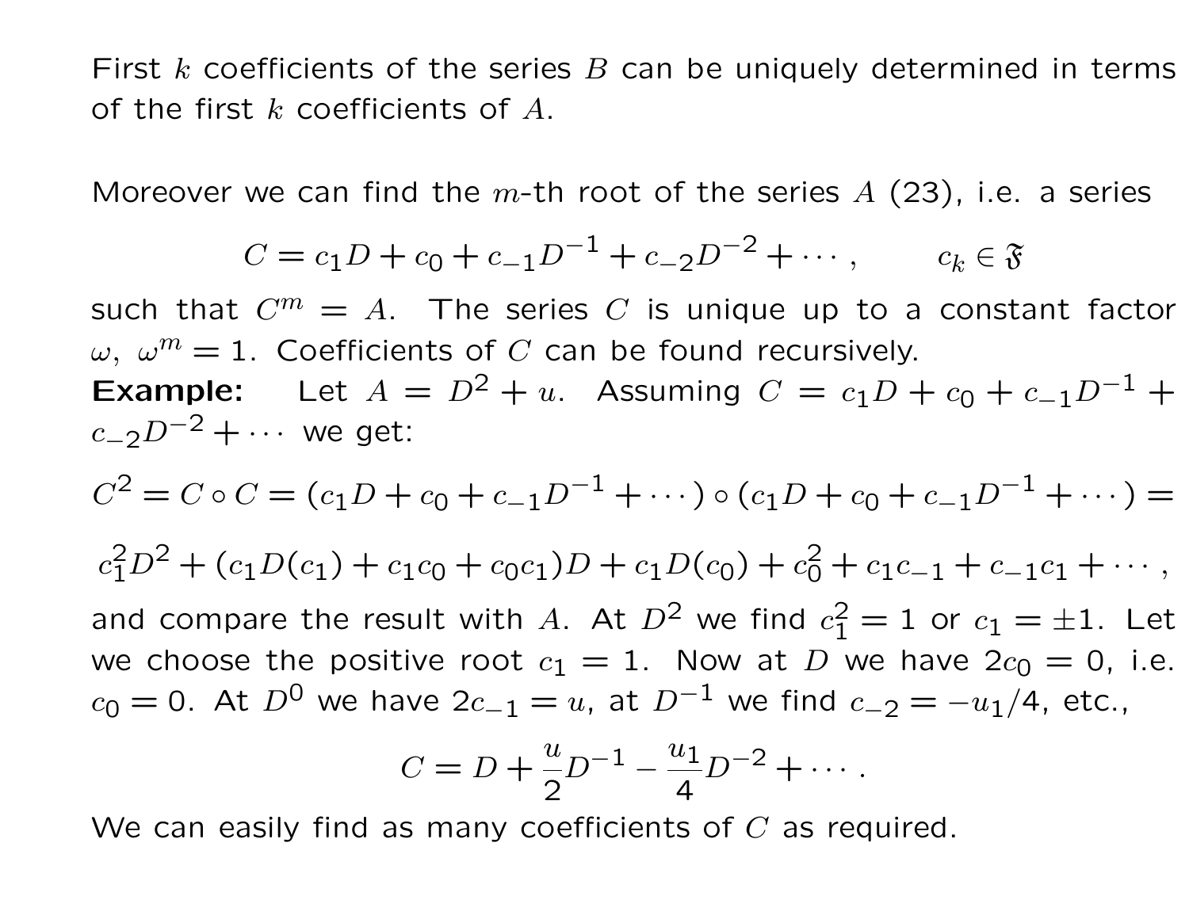First $k$ coefficients of the series $B$ can be uniquely determined in terms of the first $k$ coefficients of $A$.

Moreover we can find the $m$-th root of the series $A$ (23), i.e. a series

$$C = c_1 D + c_0 + c_{-1} D^{-1} + c_{-2} D^{-2} + \cdots , \qquad c_k \in \mathfrak{F}$$

such that $C^m = A$. The series $C$ is unique up to a constant factor $\omega,\ \omega^m = 1$. Coefficients of $C$ can be found recursively.

**Example:** Let $A = D^2 + u$. Assuming $C = c_1 D + c_0 + c_{-1} D^{-1} + c_{-2} D^{-2} + \cdots$ we get:

$$C^2 = C \circ C = (c_1 D + c_0 + c_{-1} D^{-1} + \cdots) \circ (c_1 D + c_0 + c_{-1} D^{-1} + \cdots) =$$

$$c_1^2 D^2 + (c_1 D(c_1) + c_1 c_0 + c_0 c_1) D + c_1 D(c_0) + c_0^2 + c_1 c_{-1} + c_{-1} c_1 + \cdots ,$$

and compare the result with $A$. At $D^2$ we find $c_1^2 = 1$ or $c_1 = \pm 1$. Let we choose the positive root $c_1 = 1$. Now at $D$ we have $2c_0 = 0$, i.e. $c_0 = 0$. At $D^0$ we have $2c_{-1} = u$, at $D^{-1}$ we find $c_{-2} = -u_1/4$, etc.,

$$C = D + \frac{u}{2} D^{-1} - \frac{u_1}{4} D^{-2} + \cdots .$$

We can easily find as many coefficients of $C$ as required.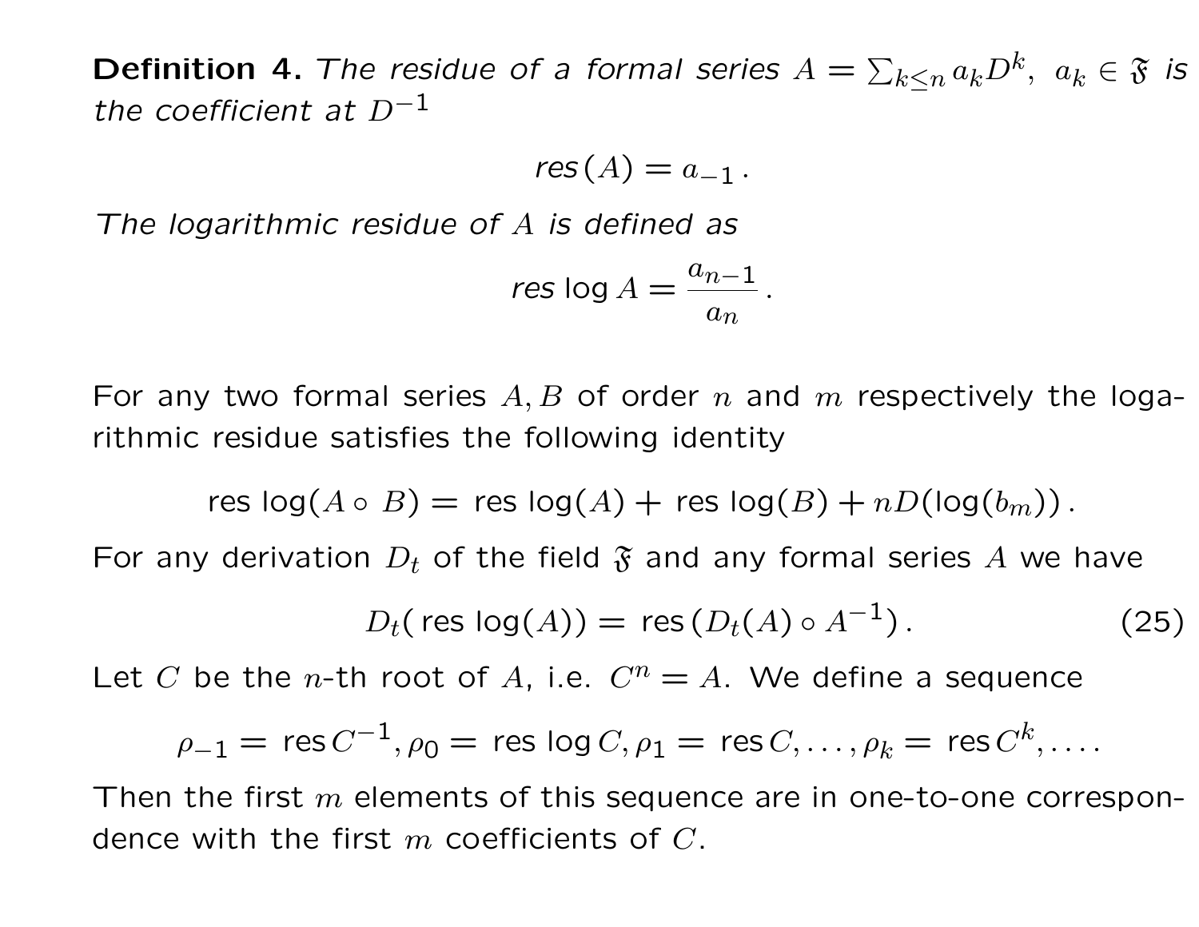**Definition 4.** *The residue of a formal series $A = \sum_{k \le n} a_k D^k, \ a_k \in \mathfrak{F}$ is the coefficient at $D^{-1}$*

$$\textit{res}\,(A) = a_{-1}\,.$$

*The logarithmic residue of $A$ is defined as*

$$\textit{res}\,\log A = \frac{a_{n-1}}{a_n}\,.$$

For any two formal series $A, B$ of order $n$ and $m$ respectively the logarithmic residue satisfies the following identity

$$\text{res}\,\log(A \circ B) = \text{res}\,\log(A) + \text{res}\,\log(B) + nD(\log(b_m))\,.$$

For any derivation $D_t$ of the field $\mathfrak{F}$ and any formal series $A$ we have

$$D_t(\,\text{res}\,\log(A)) = \text{res}\,(D_t(A) \circ A^{-1})\,. \tag{25}$$

Let $C$ be the $n$-th root of $A$, i.e. $C^n = A$. We define a sequence

$$\rho_{-1} = \text{res}\,C^{-1}, \rho_0 = \text{res}\,\log C, \rho_1 = \text{res}\,C, \ldots, \rho_k = \text{res}\,C^k, \ldots.$$

Then the first $m$ elements of this sequence are in one-to-one correspondence with the first $m$ coefficients of $C$.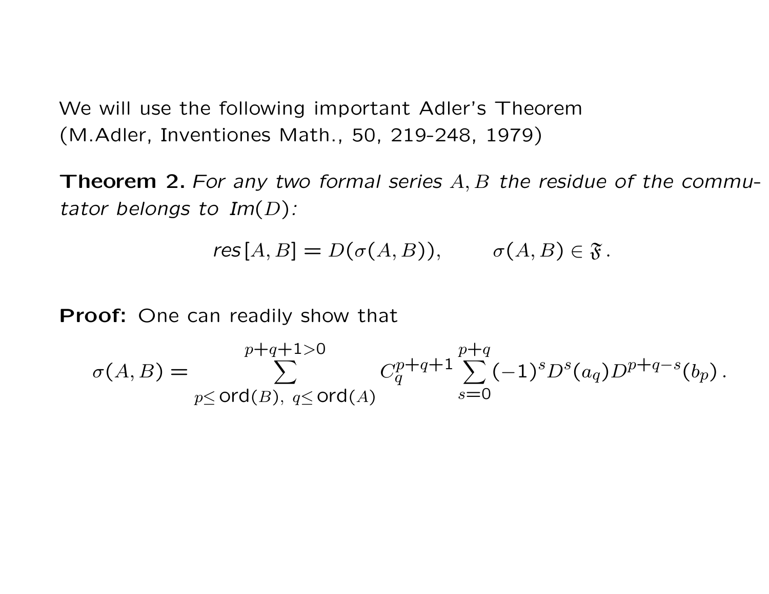We will use the following important Adler's Theorem (M.Adler, Inventiones Math., 50, 219-248, 1979)

**Theorem 2.** *For any two formal series $A, B$ the residue of the commutator belongs to Im$(D)$:*

$$\textit{res}\,[A,B] = D(\sigma(A,B)), \qquad \sigma(A,B) \in \mathfrak{F}\,.$$

**Proof:** One can readily show that

$$\sigma(A,B) = \sum_{p \leq \mathrm{ord}(B),\ q \leq \mathrm{ord}(A)}^{p+q+1>0} C_q^{p+q+1} \sum_{s=0}^{p+q} (-1)^s D^s(a_q) D^{p+q-s}(b_p)\,.$$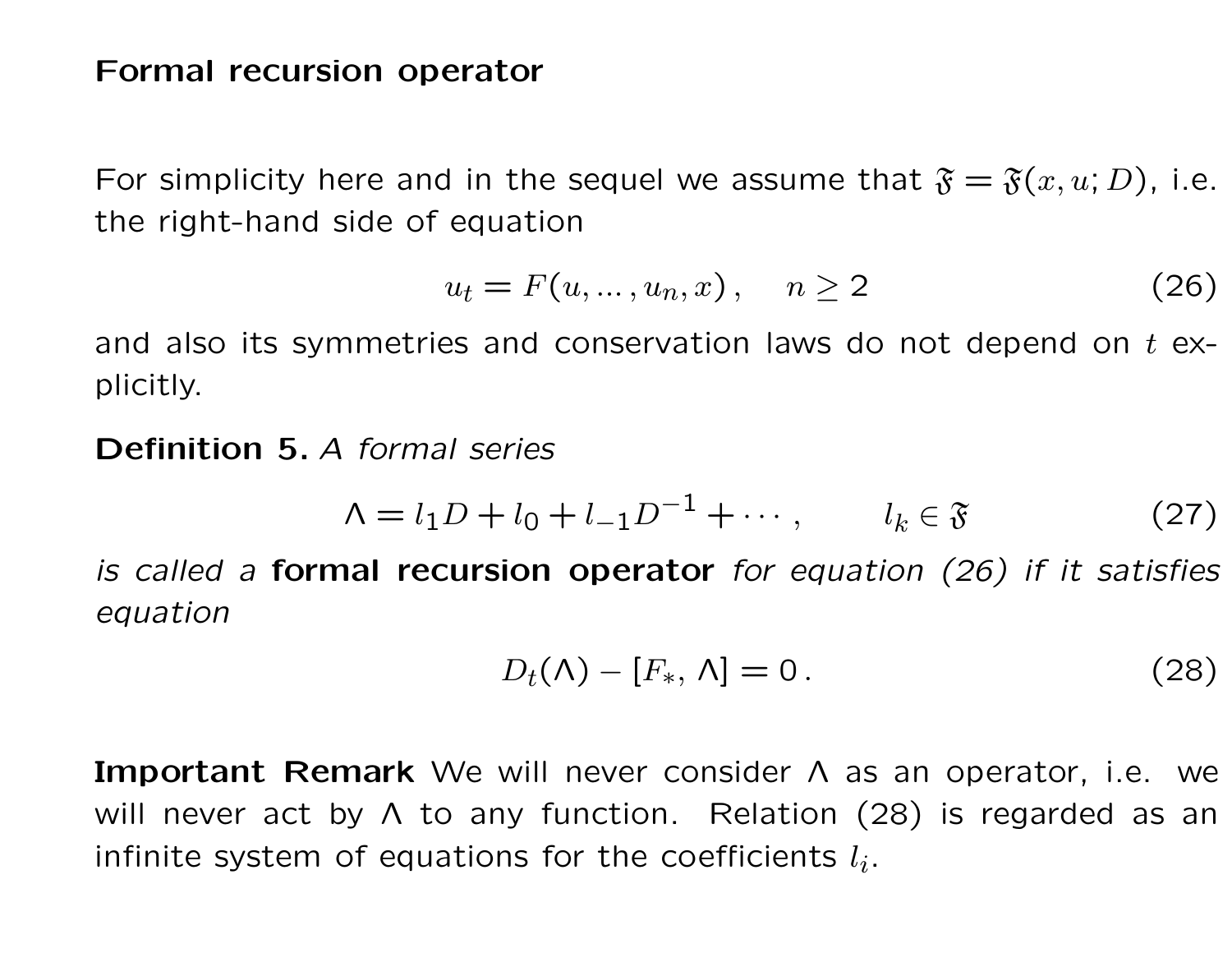# Formal recursion operator

For simplicity here and in the sequel we assume that $\mathfrak{F} = \mathfrak{F}(x, u; D)$, i.e. the right-hand side of equation

$$u_t = F(u, ..., u_n, x), \quad n \geq 2 \tag{26}$$

and also its symmetries and conservation laws do not depend on $t$ explicitly.

**Definition 5.** *A formal series*

$$\Lambda = l_1 D + l_0 + l_{-1} D^{-1} + \cdots, \qquad l_k \in \mathfrak{F} \tag{27}$$

*is called a* **formal recursion operator** *for equation (26) if it satisfies equation*

$$D_t(\Lambda) - [F_*, \Lambda] = 0. \tag{28}$$

**Important Remark** We will never consider $\Lambda$ as an operator, i.e. we will never act by $\Lambda$ to any function. Relation (28) is regarded as an infinite system of equations for the coefficients $l_i$.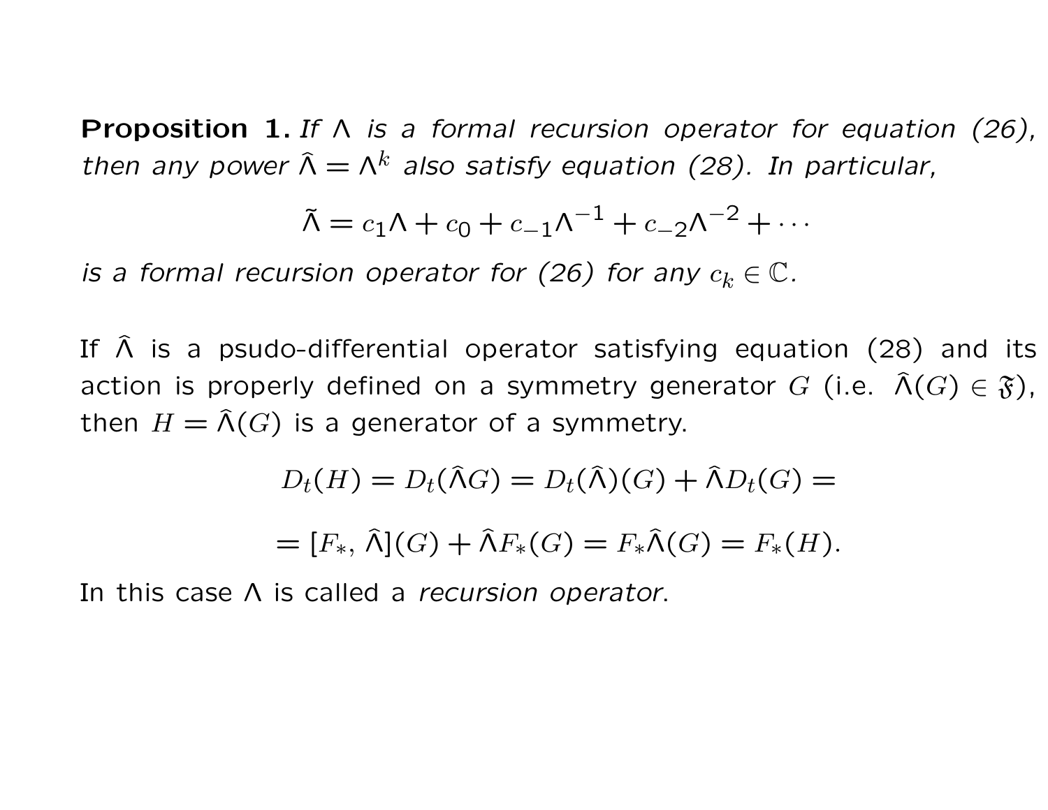**Proposition 1.** *If $\Lambda$ is a formal recursion operator for equation (26), then any power $\widehat{\Lambda} = \Lambda^k$ also satisfy equation (28). In particular,*

$$\tilde{\Lambda} = c_1\Lambda + c_0 + c_{-1}\Lambda^{-1} + c_{-2}\Lambda^{-2} + \cdots$$

*is a formal recursion operator for (26) for any $c_k \in \mathbb{C}$.*

If $\widehat{\Lambda}$ is a psudo-differential operator satisfying equation (28) and its action is properly defined on a symmetry generator $G$ (i.e. $\widehat{\Lambda}(G) \in \mathfrak{F}$), then $H = \widehat{\Lambda}(G)$ is a generator of a symmetry.

$$D_t(H) = D_t(\widehat{\Lambda}G) = D_t(\widehat{\Lambda})(G) + \widehat{\Lambda}D_t(G) =$$

$$= [F_*, \widehat{\Lambda}](G) + \widehat{\Lambda}F_*(G) = F_*\widehat{\Lambda}(G) = F_*(H).$$

In this case $\Lambda$ is called a *recursion operator*.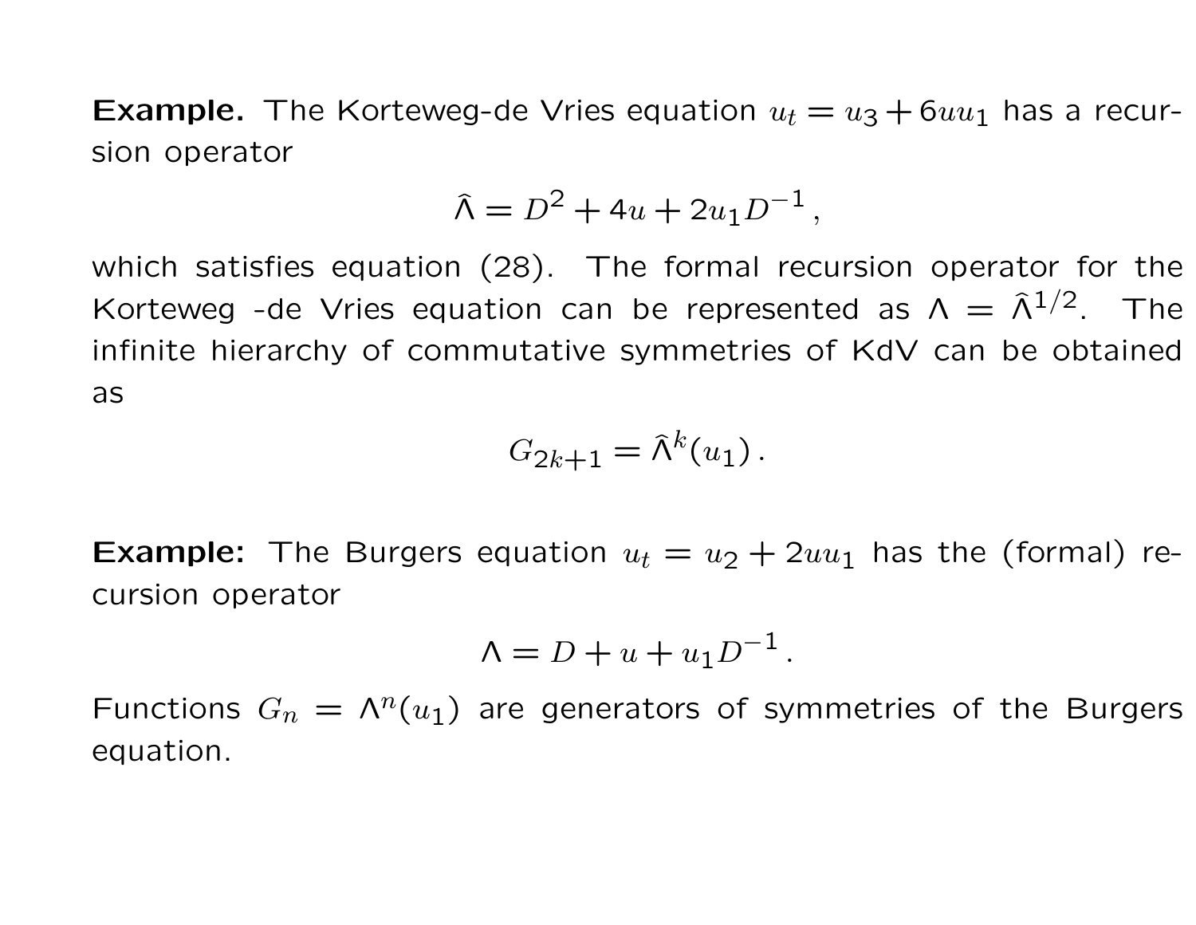**Example.** The Korteweg-de Vries equation $u_t = u_3 + 6uu_1$ has a recursion operator

$$\widehat{\Lambda} = D^2 + 4u + 2u_1 D^{-1}\,,$$

which satisfies equation (28). The formal recursion operator for the Korteweg -de Vries equation can be represented as $\Lambda = \widehat{\Lambda}^{1/2}$. The infinite hierarchy of commutative symmetries of KdV can be obtained as

$$G_{2k+1} = \widehat{\Lambda}^k(u_1)\,.$$

**Example:** The Burgers equation $u_t = u_2 + 2uu_1$ has the (formal) recursion operator

$$\Lambda = D + u + u_1 D^{-1}\,.$$

Functions $G_n = \Lambda^n(u_1)$ are generators of symmetries of the Burgers equation.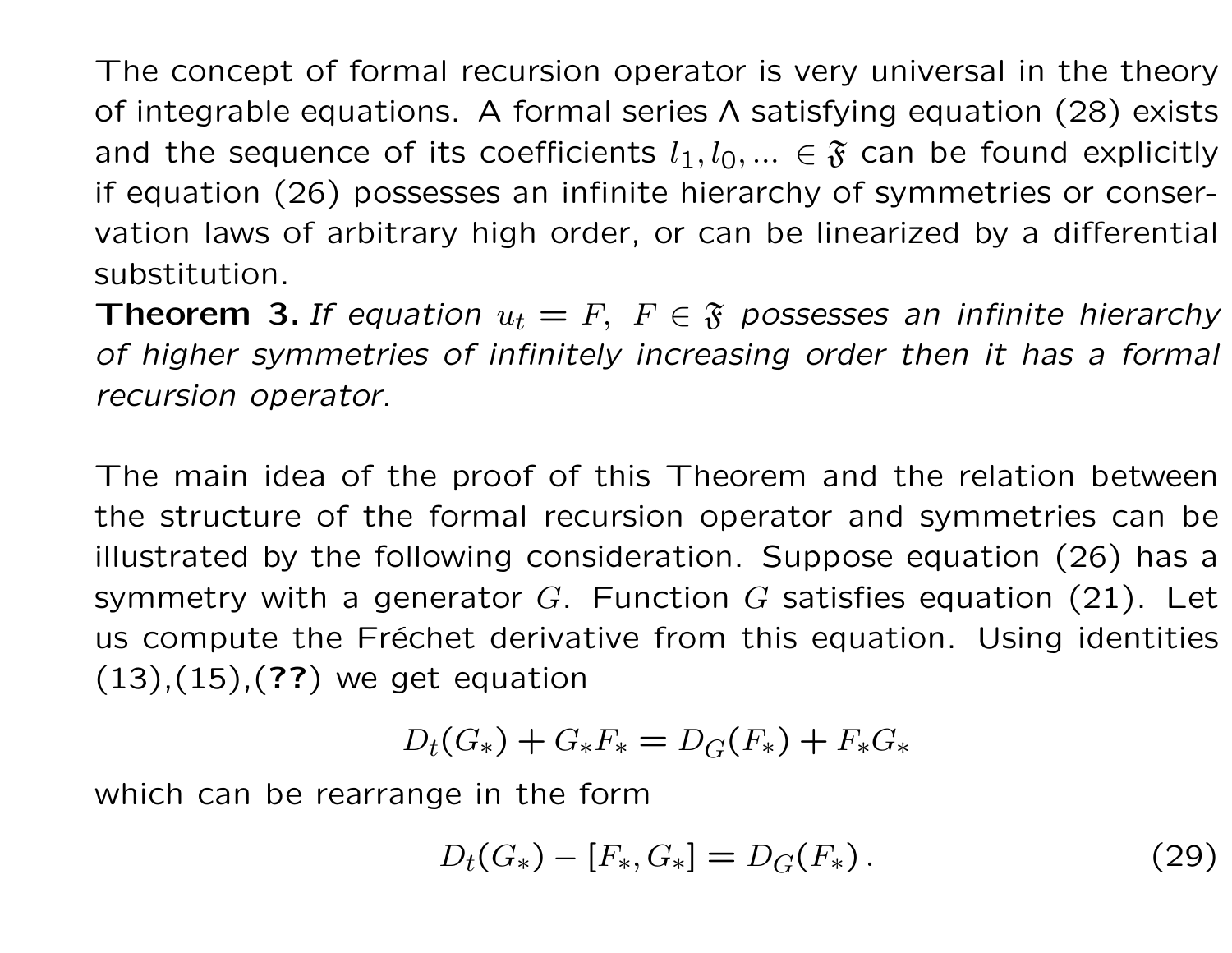The concept of formal recursion operator is very universal in the theory of integrable equations. A formal series Λ satisfying equation (28) exists and the sequence of its coefficients $l_1, l_0, ... \in \mathfrak{F}$ can be found explicitly if equation (26) possesses an infinite hierarchy of symmetries or conservation laws of arbitrary high order, or can be linearized by a differential substitution.

**Theorem 3.** *If equation $u_t = F,\ F \in \mathfrak{F}$ possesses an infinite hierarchy of higher symmetries of infinitely increasing order then it has a formal recursion operator.*

The main idea of the proof of this Theorem and the relation between the structure of the formal recursion operator and symmetries can be illustrated by the following consideration. Suppose equation (26) has a symmetry with a generator $G$. Function $G$ satisfies equation (21). Let us compute the Fréchet derivative from this equation. Using identities (13),(15),(**??**) we get equation

$$D_t(G_*) + G_* F_* = D_G(F_*) + F_* G_*$$

which can be rearrange in the form

$$D_t(G_*) - [F_*, G_*] = D_G(F_*)\,. \tag{29}$$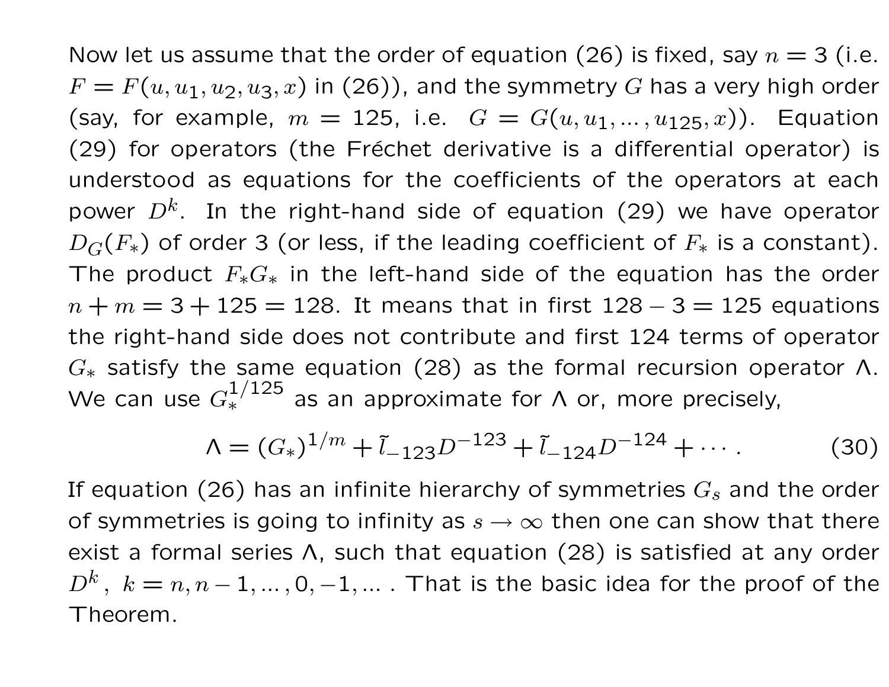Now let us assume that the order of equation (26) is fixed, say $n = 3$ (i.e. $F = F(u, u_1, u_2, u_3, x)$ in (26)), and the symmetry $G$ has a very high order (say, for example, $m = 125$, i.e. $G = G(u, u_1, \dots, u_{125}, x)$). Equation (29) for operators (the Fréchet derivative is a differential operator) is understood as equations for the coefficients of the operators at each power $D^k$. In the right-hand side of equation (29) we have operator $D_G(F_*)$ of order 3 (or less, if the leading coefficient of $F_*$ is a constant). The product $F_*G_*$ in the left-hand side of the equation has the order $n + m = 3 + 125 = 128$. It means that in first $128 - 3 = 125$ equations the right-hand side does not contribute and first 124 terms of operator $G_*$ satisfy the same equation (28) as the formal recursion operator $\Lambda$. We can use $G_*^{1/125}$ as an approximate for $\Lambda$ or, more precisely,

$$\Lambda = (G_*)^{1/m} + \tilde{l}_{-123} D^{-123} + \tilde{l}_{-124} D^{-124} + \cdots . \tag{30}$$

If equation (26) has an infinite hierarchy of symmetries $G_s$ and the order of symmetries is going to infinity as $s \to \infty$ then one can show that there exist a formal series $\Lambda$, such that equation (28) is satisfied at any order $D^k$, $k = n, n-1, \dots, 0, -1, \dots$ . That is the basic idea for the proof of the Theorem.